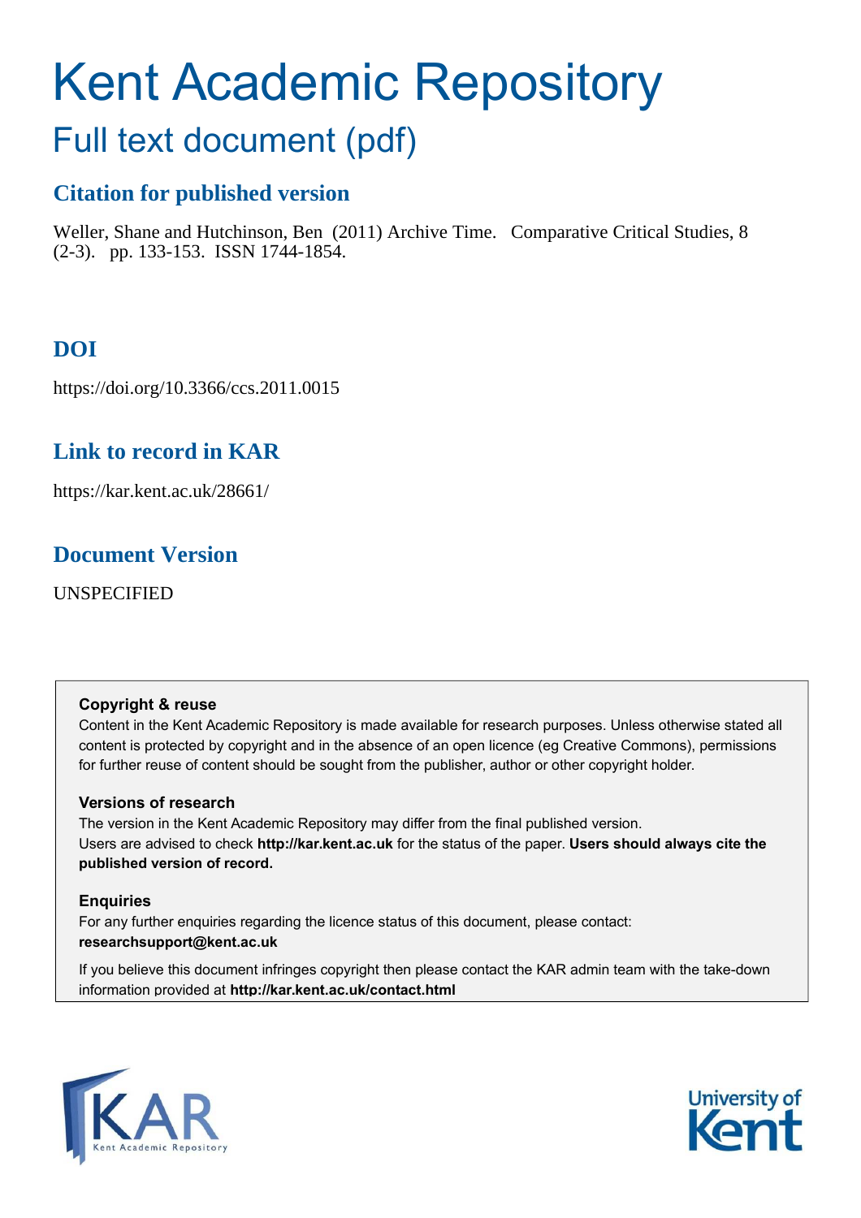# Kent Academic Repository

## Full text document (pdf)

### Citation for published version

Weller, Shane and Hutchinson, Ben (2011) Archive Time. Comparative Critical Studies, 8 (2-3). pp. 133-153. ISSN 1744-1854.

### DOI

https://doi.org/10.3366/ccs.2011.0015

### Link to record in KAR

https://kar.kent.ac.uk/28661/

### Document Version

UNSPECIFIED

**Copyright & reuse**

Content in the Kent Academic Repository is made available for research purposes. Unless otherwise stated all content is protected by copyright and in the absence of an open licence (eg Creative Commons), permissions for further reuse of content should be sought from the publisher, author or other copyright holder.

**Versions of research**

The version in the Kent Academic Repository may differ from the final published version. Users are advised to check **http://kar.kent.ac.uk** for the status of the paper. **Users should always cite the published version of record.**

**Enquiries**

For any further enquiries regarding the licence status of this document, please contact: **researchsupport@kent.ac.uk**

If you believe this document infringes copyright then please contact the KAR admin team with the take-down information provided at **http://kar.kent.ac.uk/contact.html**

KAR Kent Academic Repository

University of Kent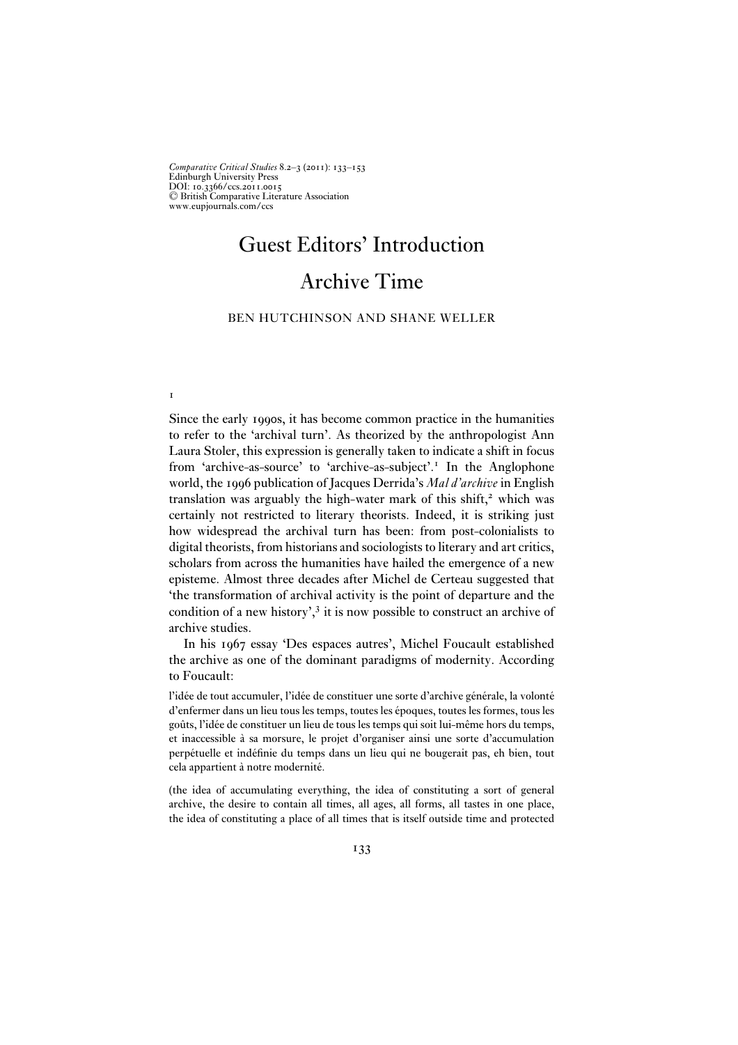# Guest Editors' Introduction

# Archive Time

BEN HUTCHINSON AND SHANE WELLER

## 1

Since the early 1990s, it has become common practice in the humanities to refer to the 'archival turn'. As theorized by the anthropologist Ann Laura Stoler, this expression is generally taken to indicate a shift in focus from 'archive-as-source' to 'archive-as-subject'.[1] In the Anglophone world, the 1996 publication of Jacques Derrida's *Mal d'archive* in English translation was arguably the high-water mark of this shift,[2] which was certainly not restricted to literary theorists. Indeed, it is striking just how widespread the archival turn has been: from post-colonialists to digital theorists, from historians and sociologists to literary and art critics, scholars from across the humanities have hailed the emergence of a new episteme. Almost three decades after Michel de Certeau suggested that 'the transformation of archival activity is the point of departure and the condition of a new history',[3] it is now possible to construct an archive of archive studies.

In his 1967 essay 'Des espaces autres', Michel Foucault established the archive as one of the dominant paradigms of modernity. According to Foucault:

> l'idée de tout accumuler, l'idée de constituer une sorte d'archive générale, la volonté d'enfermer dans un lieu tous les temps, toutes les époques, toutes les formes, tous les goûts, l'idée de constituer un lieu de tous les temps qui soit lui-même hors du temps, et inaccessible à sa morsure, le projet d'organiser ainsi une sorte d'accumulation perpétuelle et indéfinie du temps dans un lieu qui ne bougerait pas, eh bien, tout cela appartient à notre modernité.
>
> (the idea of accumulating everything, the idea of constituting a sort of general archive, the desire to contain all times, all ages, all forms, all tastes in one place, the idea of constituting a place of all times that is itself outside time and protected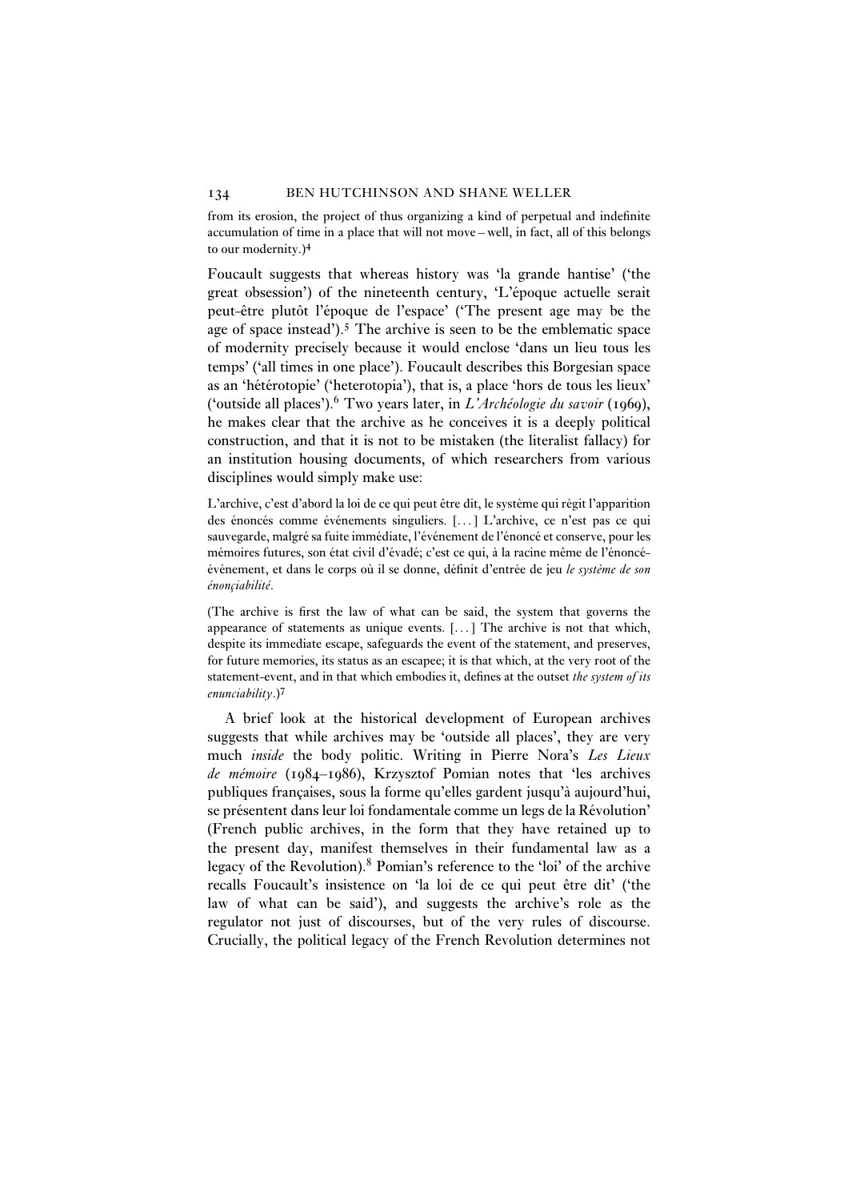from its erosion, the project of thus organizing a kind of perpetual and indefinite accumulation of time in a place that will not move – well, in fact, all of this belongs to our modernity.)[4]

Foucault suggests that whereas history was 'la grande hantise' ('the great obsession') of the nineteenth century, 'L'époque actuelle serait peut-être plutôt l'époque de l'espace' ('The present age may be the age of space instead').[5] The archive is seen to be the emblematic space of modernity precisely because it would enclose 'dans un lieu tous les temps' ('all times in one place'). Foucault describes this Borgesian space as an 'hétérotopie' ('heterotopia'), that is, a place 'hors de tous les lieux' ('outside all places').[6] Two years later, in *L'Archéologie du savoir* (1969), he makes clear that the archive as he conceives it is a deeply political construction, and that it is not to be mistaken (the literalist fallacy) for an institution housing documents, of which researchers from various disciplines would simply make use:

L'archive, c'est d'abord la loi de ce qui peut être dit, le système qui régit l'apparition des énoncés comme événements singuliers. [. . .] L'archive, ce n'est pas ce qui sauvegarde, malgré sa fuite immédiate, l'événement de l'énoncé et conserve, pour les mémoires futures, son état civil d'évadé; c'est ce qui, à la racine même de l'énoncé-événement, et dans le corps où il se donne, définit d'entrée de jeu *le système de son énonçiabilité*.

(The archive is first the law of what can be said, the system that governs the appearance of statements as unique events. [. . .] The archive is not that which, despite its immediate escape, safeguards the event of the statement, and preserves, for future memories, its status as an escapee; it is that which, at the very root of the statement-event, and in that which embodies it, defines at the outset *the system of its enunciability*.)[7]

A brief look at the historical development of European archives suggests that while archives may be 'outside all places', they are very much *inside* the body politic. Writing in Pierre Nora's *Les Lieux de mémoire* (1984–1986), Krzysztof Pomian notes that 'les archives publiques françaises, sous la forme qu'elles gardent jusqu'à aujourd'hui, se présentent dans leur loi fondamentale comme un legs de la Révolution' (French public archives, in the form that they have retained up to the present day, manifest themselves in their fundamental law as a legacy of the Revolution).[8] Pomian's reference to the 'loi' of the archive recalls Foucault's insistence on 'la loi de ce qui peut être dit' ('the law of what can be said'), and suggests the archive's role as the regulator not just of discourses, but of the very rules of discourse. Crucially, the political legacy of the French Revolution determines not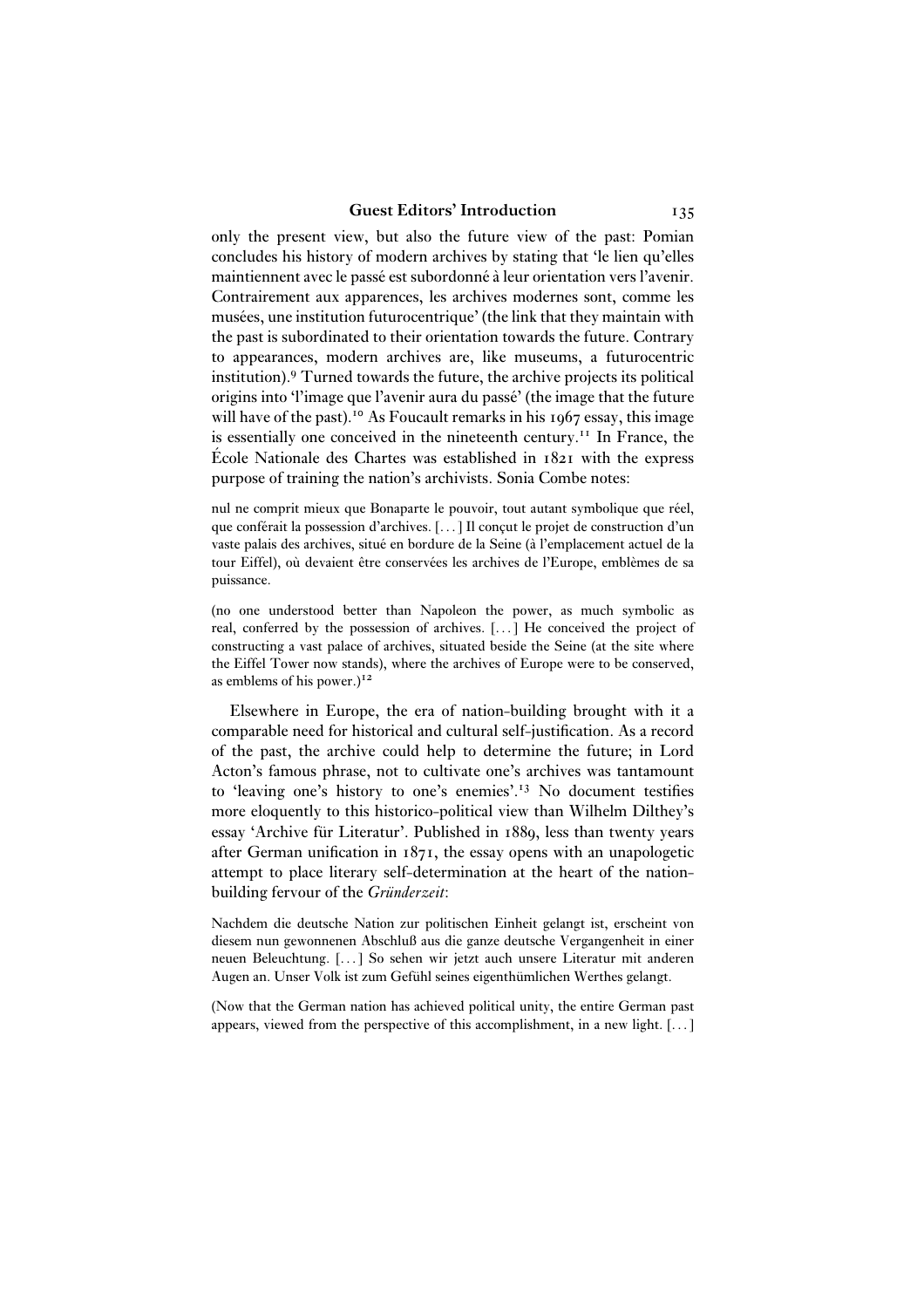only the present view, but also the future view of the past: Pomian concludes his history of modern archives by stating that 'le lien qu'elles maintiennent avec le passé est subordonné à leur orientation vers l'avenir. Contrairement aux apparences, les archives modernes sont, comme les musées, une institution futurocentrique' (the link that they maintain with the past is subordinated to their orientation towards the future. Contrary to appearances, modern archives are, like museums, a futurocentric institution).[9] Turned towards the future, the archive projects its political origins into 'l'image que l'avenir aura du passé' (the image that the future will have of the past).[10] As Foucault remarks in his 1967 essay, this image is essentially one conceived in the nineteenth century.[11] In France, the École Nationale des Chartes was established in 1821 with the express purpose of training the nation's archivists. Sonia Combe notes:

> nul ne comprit mieux que Bonaparte le pouvoir, tout autant symbolique que réel, que conférait la possession d'archives. [...] Il conçut le projet de construction d'un vaste palais des archives, situé en bordure de la Seine (à l'emplacement actuel de la tour Eiffel), où devaient être conservées les archives de l'Europe, emblèmes de sa puissance.
>
> (no one understood better than Napoleon the power, as much symbolic as real, conferred by the possession of archives. [...] He conceived the project of constructing a vast palace of archives, situated beside the Seine (at the site where the Eiffel Tower now stands), where the archives of Europe were to be conserved, as emblems of his power.)[12]

Elsewhere in Europe, the era of nation-building brought with it a comparable need for historical and cultural self-justification. As a record of the past, the archive could help to determine the future; in Lord Acton's famous phrase, not to cultivate one's archives was tantamount to 'leaving one's history to one's enemies'.[13] No document testifies more eloquently to this historico-political view than Wilhelm Dilthey's essay 'Archive für Literatur'. Published in 1889, less than twenty years after German unification in 1871, the essay opens with an unapologetic attempt to place literary self-determination at the heart of the nation-building fervour of the *Gründerzeit*:

> Nachdem die deutsche Nation zur politischen Einheit gelangt ist, erscheint von diesem nun gewonnenen Abschluß aus die ganze deutsche Vergangenheit in einer neuen Beleuchtung. [...] So sehen wir jetzt auch unsere Literatur mit anderen Augen an. Unser Volk ist zum Gefühl seines eigenthümlichen Werthes gelangt.
>
> (Now that the German nation has achieved political unity, the entire German past appears, viewed from the perspective of this accomplishment, in a new light. [...]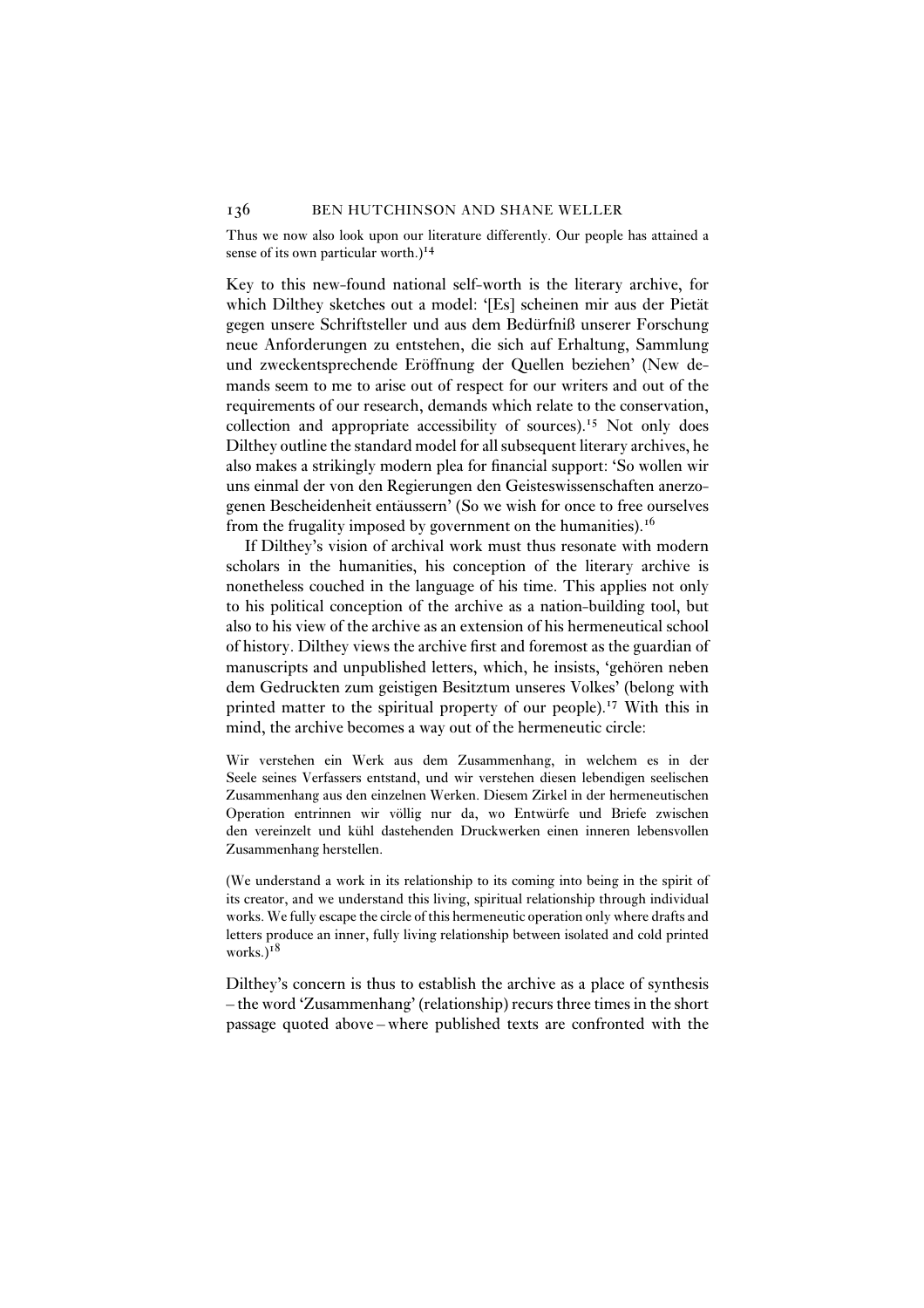Thus we now also look upon our literature differently. Our people has attained a sense of its own particular worth.)[14]

Key to this new-found national self-worth is the literary archive, for which Dilthey sketches out a model: '[Es] scheinen mir aus der Pietät gegen unsere Schriftsteller und aus dem Bedürfniß unserer Forschung neue Anforderungen zu entstehen, die sich auf Erhaltung, Sammlung und zweckentsprechende Eröffnung der Quellen beziehen' (New demands seem to me to arise out of respect for our writers and out of the requirements of our research, demands which relate to the conservation, collection and appropriate accessibility of sources).[15] Not only does Dilthey outline the standard model for all subsequent literary archives, he also makes a strikingly modern plea for financial support: 'So wollen wir uns einmal der von den Regierungen den Geisteswissenschaften anerzogenen Bescheidenheit entäussern' (So we wish for once to free ourselves from the frugality imposed by government on the humanities).[16]

If Dilthey's vision of archival work must thus resonate with modern scholars in the humanities, his conception of the literary archive is nonetheless couched in the language of his time. This applies not only to his political conception of the archive as a nation-building tool, but also to his view of the archive as an extension of his hermeneutical school of history. Dilthey views the archive first and foremost as the guardian of manuscripts and unpublished letters, which, he insists, 'gehören neben dem Gedruckten zum geistigen Besitztum unseres Volkes' (belong with printed matter to the spiritual property of our people).[17] With this in mind, the archive becomes a way out of the hermeneutic circle:

> Wir verstehen ein Werk aus dem Zusammenhang, in welchem es in der Seele seines Verfassers entstand, und wir verstehen diesen lebendigen seelischen Zusammenhang aus den einzelnen Werken. Diesem Zirkel in der hermeneutischen Operation entrinnen wir völlig nur da, wo Entwürfe und Briefe zwischen den vereinzelt und kühl dastehenden Druckwerken einen inneren lebensvollen Zusammenhang herstellen.
>
> (We understand a work in its relationship to its coming into being in the spirit of its creator, and we understand this living, spiritual relationship through individual works. We fully escape the circle of this hermeneutic operation only where drafts and letters produce an inner, fully living relationship between isolated and cold printed works.)[18]

Dilthey's concern is thus to establish the archive as a place of synthesis – the word 'Zusammenhang' (relationship) recurs three times in the short passage quoted above – where published texts are confronted with the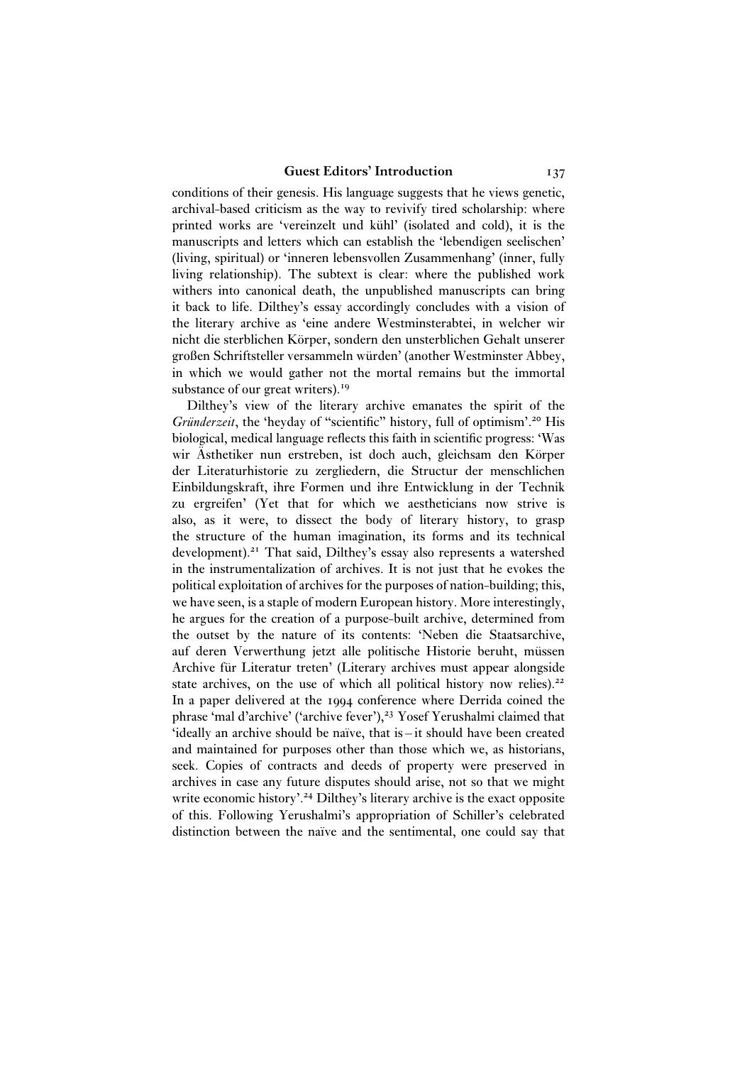conditions of their genesis. His language suggests that he views genetic, archival-based criticism as the way to revivify tired scholarship: where printed works are 'vereinzelt und kühl' (isolated and cold), it is the manuscripts and letters which can establish the 'lebendigen seelischen' (living, spiritual) or 'inneren lebensvollen Zusammenhang' (inner, fully living relationship). The subtext is clear: where the published work withers into canonical death, the unpublished manuscripts can bring it back to life. Dilthey's essay accordingly concludes with a vision of the literary archive as 'eine andere Westminsterabtei, in welcher wir nicht die sterblichen Körper, sondern den unsterblichen Gehalt unserer großen Schriftsteller versammeln würden' (another Westminster Abbey, in which we would gather not the mortal remains but the immortal substance of our great writers).[19]

Dilthey's view of the literary archive emanates the spirit of the *Gründerzeit*, the 'heyday of "scientific" history, full of optimism'.[20] His biological, medical language reflects this faith in scientific progress: 'Was wir Ästhetiker nun erstreben, ist doch auch, gleichsam den Körper der Literaturhistorie zu zergliedern, die Structur der menschlichen Einbildungskraft, ihre Formen und ihre Entwicklung in der Technik zu ergreifen' (Yet that for which we aestheticians now strive is also, as it were, to dissect the body of literary history, to grasp the structure of the human imagination, its forms and its technical development).[21] That said, Dilthey's essay also represents a watershed in the instrumentalization of archives. It is not just that he evokes the political exploitation of archives for the purposes of nation-building; this, we have seen, is a staple of modern European history. More interestingly, he argues for the creation of a purpose-built archive, determined from the outset by the nature of its contents: 'Neben die Staatsarchive, auf deren Verwerthung jetzt alle politische Historie beruht, müssen Archive für Literatur treten' (Literary archives must appear alongside state archives, on the use of which all political history now relies).[22] In a paper delivered at the 1994 conference where Derrida coined the phrase 'mal d'archive' ('archive fever'),[23] Yosef Yerushalmi claimed that 'ideally an archive should be naïve, that is – it should have been created and maintained for purposes other than those which we, as historians, seek. Copies of contracts and deeds of property were preserved in archives in case any future disputes should arise, not so that we might write economic history'.[24] Dilthey's literary archive is the exact opposite of this. Following Yerushalmi's appropriation of Schiller's celebrated distinction between the naïve and the sentimental, one could say that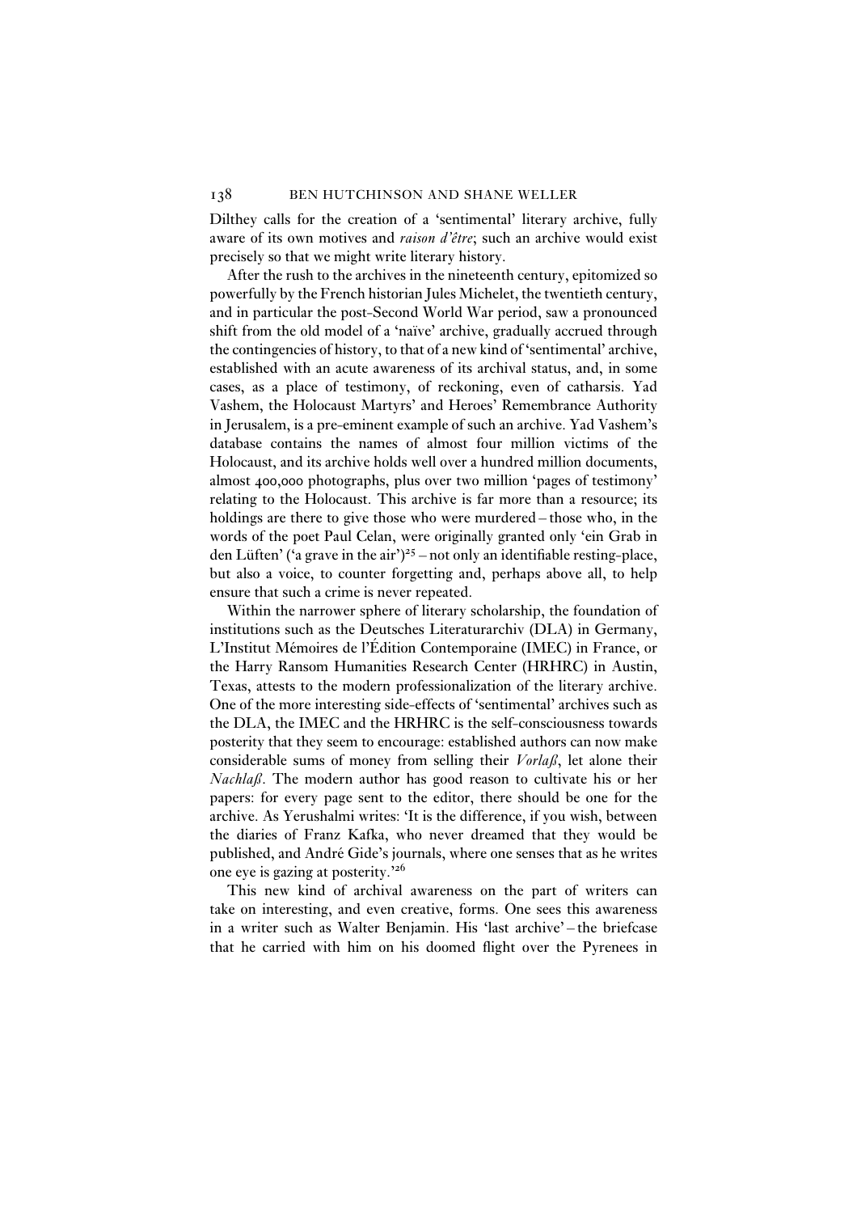Dilthey calls for the creation of a 'sentimental' literary archive, fully aware of its own motives and *raison d'être*; such an archive would exist precisely so that we might write literary history.

After the rush to the archives in the nineteenth century, epitomized so powerfully by the French historian Jules Michelet, the twentieth century, and in particular the post-Second World War period, saw a pronounced shift from the old model of a 'naïve' archive, gradually accrued through the contingencies of history, to that of a new kind of 'sentimental' archive, established with an acute awareness of its archival status, and, in some cases, as a place of testimony, of reckoning, even of catharsis. Yad Vashem, the Holocaust Martyrs' and Heroes' Remembrance Authority in Jerusalem, is a pre-eminent example of such an archive. Yad Vashem's database contains the names of almost four million victims of the Holocaust, and its archive holds well over a hundred million documents, almost 400,000 photographs, plus over two million 'pages of testimony' relating to the Holocaust. This archive is far more than a resource; its holdings are there to give those who were murdered – those who, in the words of the poet Paul Celan, were originally granted only 'ein Grab in den Lüften' ('a grave in the air')[25] – not only an identifiable resting-place, but also a voice, to counter forgetting and, perhaps above all, to help ensure that such a crime is never repeated.

Within the narrower sphere of literary scholarship, the foundation of institutions such as the Deutsches Literaturarchiv (DLA) in Germany, L'Institut Mémoires de l'Édition Contemporaine (IMEC) in France, or the Harry Ransom Humanities Research Center (HRHRC) in Austin, Texas, attests to the modern professionalization of the literary archive. One of the more interesting side-effects of 'sentimental' archives such as the DLA, the IMEC and the HRHRC is the self-consciousness towards posterity that they seem to encourage: established authors can now make considerable sums of money from selling their *Vorlaß*, let alone their *Nachlaß*. The modern author has good reason to cultivate his or her papers: for every page sent to the editor, there should be one for the archive. As Yerushalmi writes: 'It is the difference, if you wish, between the diaries of Franz Kafka, who never dreamed that they would be published, and André Gide's journals, where one senses that as he writes one eye is gazing at posterity.'[26]

This new kind of archival awareness on the part of writers can take on interesting, and even creative, forms. One sees this awareness in a writer such as Walter Benjamin. His 'last archive' – the briefcase that he carried with him on his doomed flight over the Pyrenees in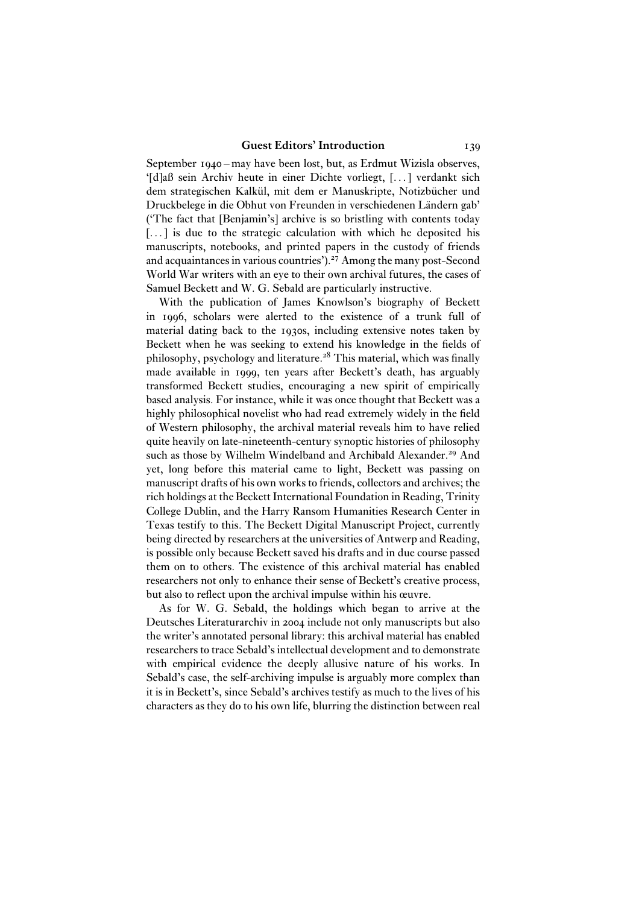September 1940 – may have been lost, but, as Erdmut Wizisla observes, '[d]aß sein Archiv heute in einer Dichte vorliegt, [. . . ] verdankt sich dem strategischen Kalkül, mit dem er Manuskripte, Notizbücher und Druckbelege in die Obhut von Freunden in verschiedenen Ländern gab' ('The fact that [Benjamin's] archive is so bristling with contents today [. . . ] is due to the strategic calculation with which he deposited his manuscripts, notebooks, and printed papers in the custody of friends and acquaintances in various countries').[27] Among the many post-Second World War writers with an eye to their own archival futures, the cases of Samuel Beckett and W. G. Sebald are particularly instructive.

With the publication of James Knowlson's biography of Beckett in 1996, scholars were alerted to the existence of a trunk full of material dating back to the 1930s, including extensive notes taken by Beckett when he was seeking to extend his knowledge in the fields of philosophy, psychology and literature.[28] This material, which was finally made available in 1999, ten years after Beckett's death, has arguably transformed Beckett studies, encouraging a new spirit of empirically based analysis. For instance, while it was once thought that Beckett was a highly philosophical novelist who had read extremely widely in the field of Western philosophy, the archival material reveals him to have relied quite heavily on late-nineteenth-century synoptic histories of philosophy such as those by Wilhelm Windelband and Archibald Alexander.[29] And yet, long before this material came to light, Beckett was passing on manuscript drafts of his own works to friends, collectors and archives; the rich holdings at the Beckett International Foundation in Reading, Trinity College Dublin, and the Harry Ransom Humanities Research Center in Texas testify to this. The Beckett Digital Manuscript Project, currently being directed by researchers at the universities of Antwerp and Reading, is possible only because Beckett saved his drafts and in due course passed them on to others. The existence of this archival material has enabled researchers not only to enhance their sense of Beckett's creative process, but also to reflect upon the archival impulse within his œuvre.

As for W. G. Sebald, the holdings which began to arrive at the Deutsches Literaturarchiv in 2004 include not only manuscripts but also the writer's annotated personal library: this archival material has enabled researchers to trace Sebald's intellectual development and to demonstrate with empirical evidence the deeply allusive nature of his works. In Sebald's case, the self-archiving impulse is arguably more complex than it is in Beckett's, since Sebald's archives testify as much to the lives of his characters as they do to his own life, blurring the distinction between real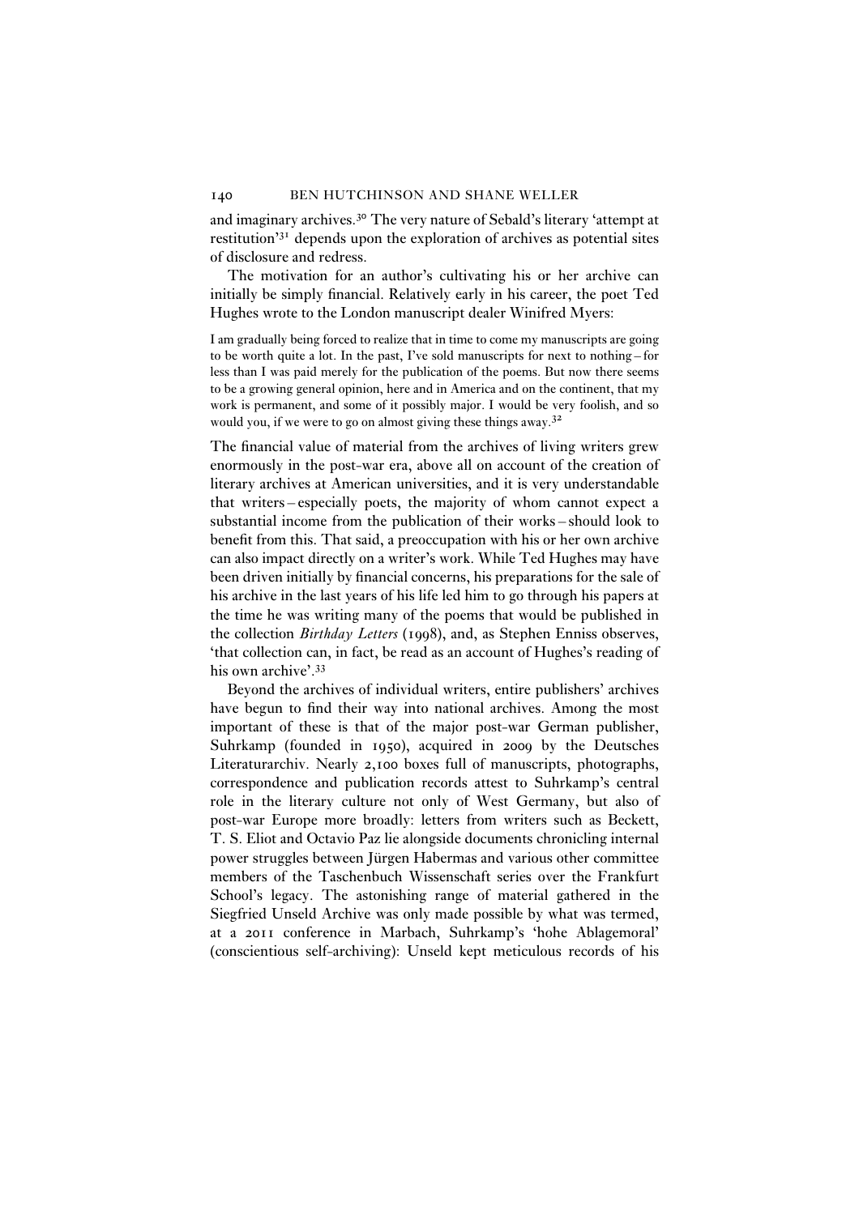and imaginary archives.[30] The very nature of Sebald's literary 'attempt at restitution'[31] depends upon the exploration of archives as potential sites of disclosure and redress.

The motivation for an author's cultivating his or her archive can initially be simply financial. Relatively early in his career, the poet Ted Hughes wrote to the London manuscript dealer Winifred Myers:

> I am gradually being forced to realize that in time to come my manuscripts are going to be worth quite a lot. In the past, I've sold manuscripts for next to nothing – for less than I was paid merely for the publication of the poems. But now there seems to be a growing general opinion, here and in America and on the continent, that my work is permanent, and some of it possibly major. I would be very foolish, and so would you, if we were to go on almost giving these things away.[32]

The financial value of material from the archives of living writers grew enormously in the post-war era, above all on account of the creation of literary archives at American universities, and it is very understandable that writers – especially poets, the majority of whom cannot expect a substantial income from the publication of their works – should look to benefit from this. That said, a preoccupation with his or her own archive can also impact directly on a writer's work. While Ted Hughes may have been driven initially by financial concerns, his preparations for the sale of his archive in the last years of his life led him to go through his papers at the time he was writing many of the poems that would be published in the collection *Birthday Letters* (1998), and, as Stephen Enniss observes, 'that collection can, in fact, be read as an account of Hughes's reading of his own archive'.[33]

Beyond the archives of individual writers, entire publishers' archives have begun to find their way into national archives. Among the most important of these is that of the major post-war German publisher, Suhrkamp (founded in 1950), acquired in 2009 by the Deutsches Literaturarchiv. Nearly 2,100 boxes full of manuscripts, photographs, correspondence and publication records attest to Suhrkamp's central role in the literary culture not only of West Germany, but also of post-war Europe more broadly: letters from writers such as Beckett, T. S. Eliot and Octavio Paz lie alongside documents chronicling internal power struggles between Jürgen Habermas and various other committee members of the Taschenbuch Wissenschaft series over the Frankfurt School's legacy. The astonishing range of material gathered in the Siegfried Unseld Archive was only made possible by what was termed, at a 2011 conference in Marbach, Suhrkamp's 'hohe Ablagemoral' (conscientious self-archiving): Unseld kept meticulous records of his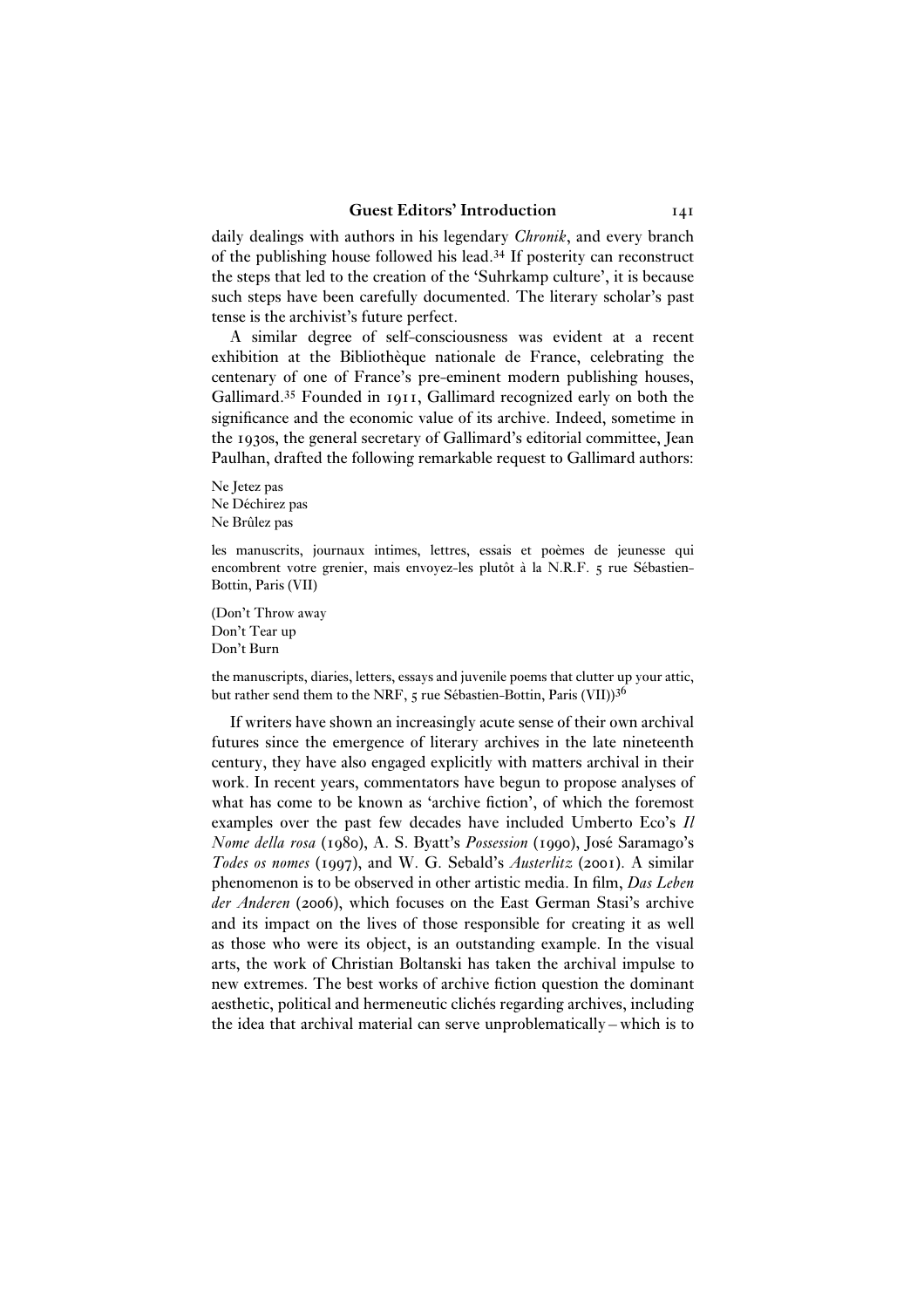daily dealings with authors in his legendary *Chronik*, and every branch of the publishing house followed his lead.[34] If posterity can reconstruct the steps that led to the creation of the 'Suhrkamp culture', it is because such steps have been carefully documented. The literary scholar's past tense is the archivist's future perfect.

A similar degree of self-consciousness was evident at a recent exhibition at the Bibliothèque nationale de France, celebrating the centenary of one of France's pre-eminent modern publishing houses, Gallimard.[35] Founded in 1911, Gallimard recognized early on both the significance and the economic value of its archive. Indeed, sometime in the 1930s, the general secretary of Gallimard's editorial committee, Jean Paulhan, drafted the following remarkable request to Gallimard authors:

Ne Jetez pas
Ne Déchirez pas
Ne Brûlez pas

les manuscrits, journaux intimes, lettres, essais et poèmes de jeunesse qui encombrent votre grenier, mais envoyez-les plutôt à la N.R.F. 5 rue Sébastien-Bottin, Paris (VII)

(Don't Throw away
Don't Tear up
Don't Burn

the manuscripts, diaries, letters, essays and juvenile poems that clutter up your attic, but rather send them to the NRF, 5 rue Sébastien-Bottin, Paris (VII))[36]

If writers have shown an increasingly acute sense of their own archival futures since the emergence of literary archives in the late nineteenth century, they have also engaged explicitly with matters archival in their work. In recent years, commentators have begun to propose analyses of what has come to be known as 'archive fiction', of which the foremost examples over the past few decades have included Umberto Eco's *Il Nome della rosa* (1980), A. S. Byatt's *Possession* (1990), José Saramago's *Todes os nomes* (1997), and W. G. Sebald's *Austerlitz* (2001). A similar phenomenon is to be observed in other artistic media. In film, *Das Leben der Anderen* (2006), which focuses on the East German Stasi's archive and its impact on the lives of those responsible for creating it as well as those who were its object, is an outstanding example. In the visual arts, the work of Christian Boltanski has taken the archival impulse to new extremes. The best works of archive fiction question the dominant aesthetic, political and hermeneutic clichés regarding archives, including the idea that archival material can serve unproblematically – which is to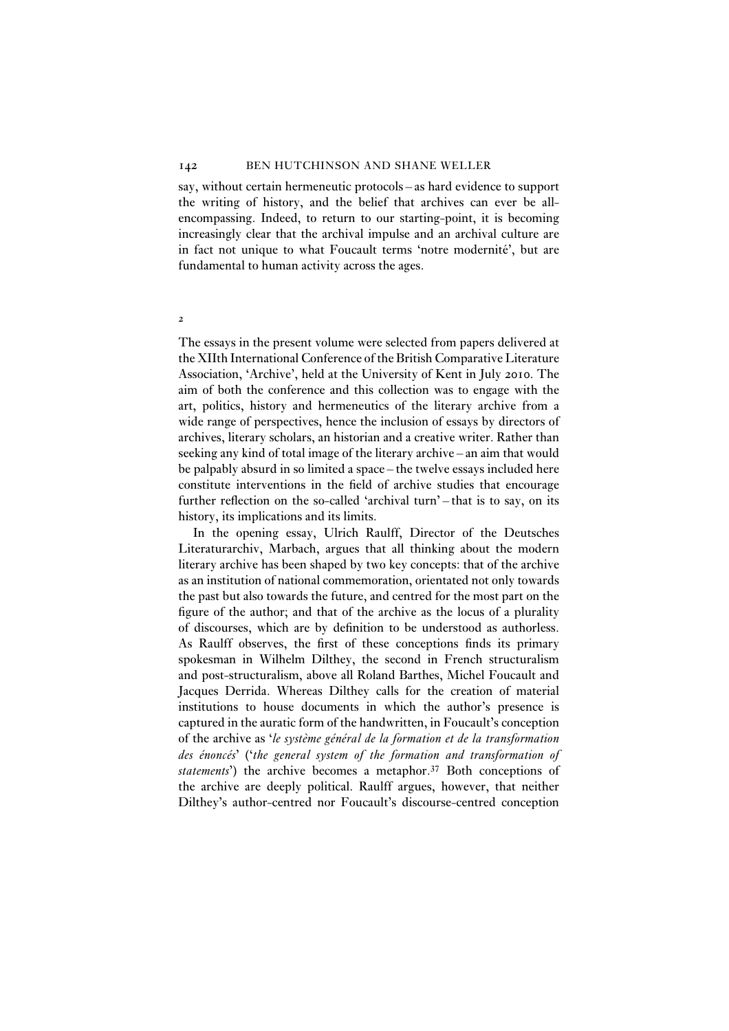say, without certain hermeneutic protocols – as hard evidence to support the writing of history, and the belief that archives can ever be all-encompassing. Indeed, to return to our starting-point, it is becoming increasingly clear that the archival impulse and an archival culture are in fact not unique to what Foucault terms 'notre modernité', but are fundamental to human activity across the ages.

## 2

The essays in the present volume were selected from papers delivered at the XIIth International Conference of the British Comparative Literature Association, 'Archive', held at the University of Kent in July 2010. The aim of both the conference and this collection was to engage with the art, politics, history and hermeneutics of the literary archive from a wide range of perspectives, hence the inclusion of essays by directors of archives, literary scholars, an historian and a creative writer. Rather than seeking any kind of total image of the literary archive – an aim that would be palpably absurd in so limited a space – the twelve essays included here constitute interventions in the field of archive studies that encourage further reflection on the so-called 'archival turn' – that is to say, on its history, its implications and its limits.

In the opening essay, Ulrich Raulff, Director of the Deutsches Literaturarchiv, Marbach, argues that all thinking about the modern literary archive has been shaped by two key concepts: that of the archive as an institution of national commemoration, orientated not only towards the past but also towards the future, and centred for the most part on the figure of the author; and that of the archive as the locus of a plurality of discourses, which are by definition to be understood as authorless. As Raulff observes, the first of these conceptions finds its primary spokesman in Wilhelm Dilthey, the second in French structuralism and post-structuralism, above all Roland Barthes, Michel Foucault and Jacques Derrida. Whereas Dilthey calls for the creation of material institutions to house documents in which the author's presence is captured in the auratic form of the handwritten, in Foucault's conception of the archive as '*le système général de la formation et de la transformation des énoncés*' ('*the general system of the formation and transformation of statements*') the archive becomes a metaphor.[37] Both conceptions of the archive are deeply political. Raulff argues, however, that neither Dilthey's author-centred nor Foucault's discourse-centred conception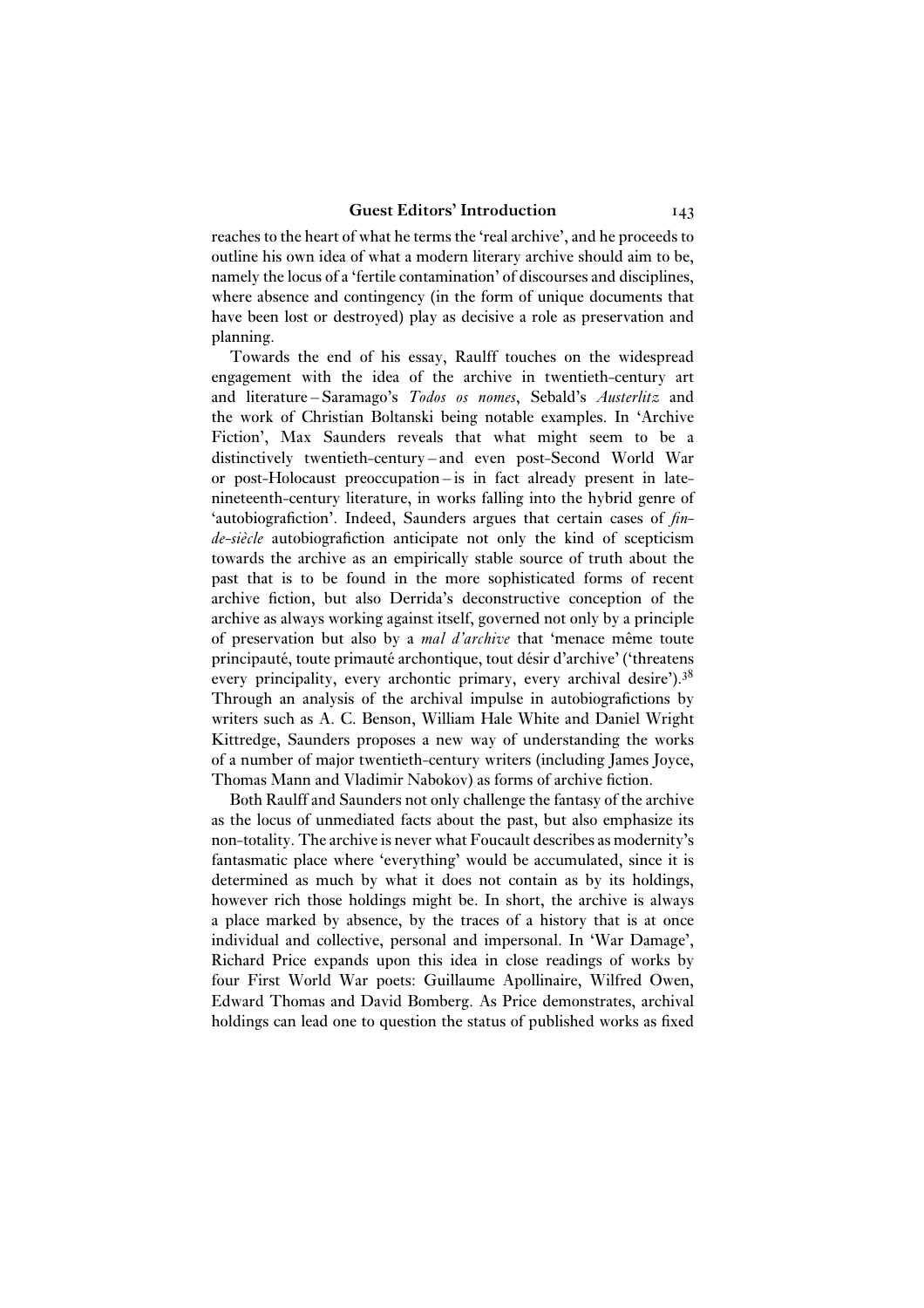reaches to the heart of what he terms the 'real archive', and he proceeds to outline his own idea of what a modern literary archive should aim to be, namely the locus of a 'fertile contamination' of discourses and disciplines, where absence and contingency (in the form of unique documents that have been lost or destroyed) play as decisive a role as preservation and planning.

Towards the end of his essay, Raulff touches on the widespread engagement with the idea of the archive in twentieth-century art and literature – Saramago's *Todos os nomes*, Sebald's *Austerlitz* and the work of Christian Boltanski being notable examples. In 'Archive Fiction', Max Saunders reveals that what might seem to be a distinctively twentieth-century – and even post-Second World War or post-Holocaust preoccupation – is in fact already present in late-nineteenth-century literature, in works falling into the hybrid genre of 'autobiografiction'. Indeed, Saunders argues that certain cases of *fin-de-siècle* autobiografiction anticipate not only the kind of scepticism towards the archive as an empirically stable source of truth about the past that is to be found in the more sophisticated forms of recent archive fiction, but also Derrida's deconstructive conception of the archive as always working against itself, governed not only by a principle of preservation but also by a *mal d'archive* that 'menace même toute principauté, toute primauté archontique, tout désir d'archive' ('threatens every principality, every archontic primary, every archival desire').[38] Through an analysis of the archival impulse in autobiografictions by writers such as A. C. Benson, William Hale White and Daniel Wright Kittredge, Saunders proposes a new way of understanding the works of a number of major twentieth-century writers (including James Joyce, Thomas Mann and Vladimir Nabokov) as forms of archive fiction.

Both Raulff and Saunders not only challenge the fantasy of the archive as the locus of unmediated facts about the past, but also emphasize its non-totality. The archive is never what Foucault describes as modernity's fantasmatic place where 'everything' would be accumulated, since it is determined as much by what it does not contain as by its holdings, however rich those holdings might be. In short, the archive is always a place marked by absence, by the traces of a history that is at once individual and collective, personal and impersonal. In 'War Damage', Richard Price expands upon this idea in close readings of works by four First World War poets: Guillaume Apollinaire, Wilfred Owen, Edward Thomas and David Bomberg. As Price demonstrates, archival holdings can lead one to question the status of published works as fixed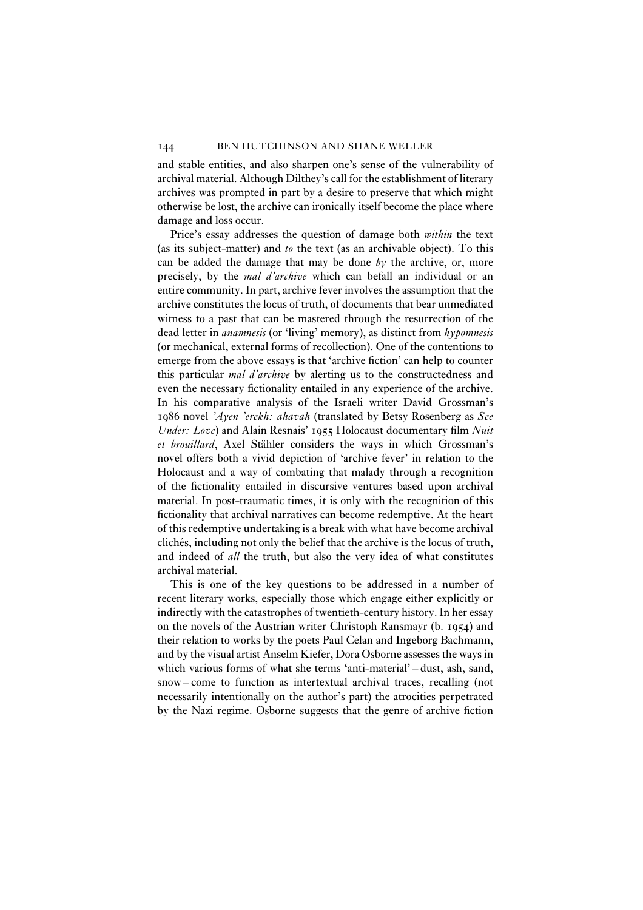and stable entities, and also sharpen one's sense of the vulnerability of archival material. Although Dilthey's call for the establishment of literary archives was prompted in part by a desire to preserve that which might otherwise be lost, the archive can ironically itself become the place where damage and loss occur.

Price's essay addresses the question of damage both *within* the text (as its subject-matter) and *to* the text (as an archivable object). To this can be added the damage that may be done *by* the archive, or, more precisely, by the *mal d'archive* which can befall an individual or an entire community. In part, archive fever involves the assumption that the archive constitutes the locus of truth, of documents that bear unmediated witness to a past that can be mastered through the resurrection of the dead letter in *anamnesis* (or 'living' memory), as distinct from *hypomnesis* (or mechanical, external forms of recollection). One of the contentions to emerge from the above essays is that 'archive fiction' can help to counter this particular *mal d'archive* by alerting us to the constructedness and even the necessary fictionality entailed in any experience of the archive. In his comparative analysis of the Israeli writer David Grossman's 1986 novel *'Ayen 'erekh: ahavah* (translated by Betsy Rosenberg as *See Under: Love*) and Alain Resnais' 1955 Holocaust documentary film *Nuit et brouillard*, Axel Stähler considers the ways in which Grossman's novel offers both a vivid depiction of 'archive fever' in relation to the Holocaust and a way of combating that malady through a recognition of the fictionality entailed in discursive ventures based upon archival material. In post-traumatic times, it is only with the recognition of this fictionality that archival narratives can become redemptive. At the heart of this redemptive undertaking is a break with what have become archival clichés, including not only the belief that the archive is the locus of truth, and indeed of *all* the truth, but also the very idea of what constitutes archival material.

This is one of the key questions to be addressed in a number of recent literary works, especially those which engage either explicitly or indirectly with the catastrophes of twentieth-century history. In her essay on the novels of the Austrian writer Christoph Ransmayr (b. 1954) and their relation to works by the poets Paul Celan and Ingeborg Bachmann, and by the visual artist Anselm Kiefer, Dora Osborne assesses the ways in which various forms of what she terms 'anti-material' – dust, ash, sand, snow – come to function as intertextual archival traces, recalling (not necessarily intentionally on the author's part) the atrocities perpetrated by the Nazi regime. Osborne suggests that the genre of archive fiction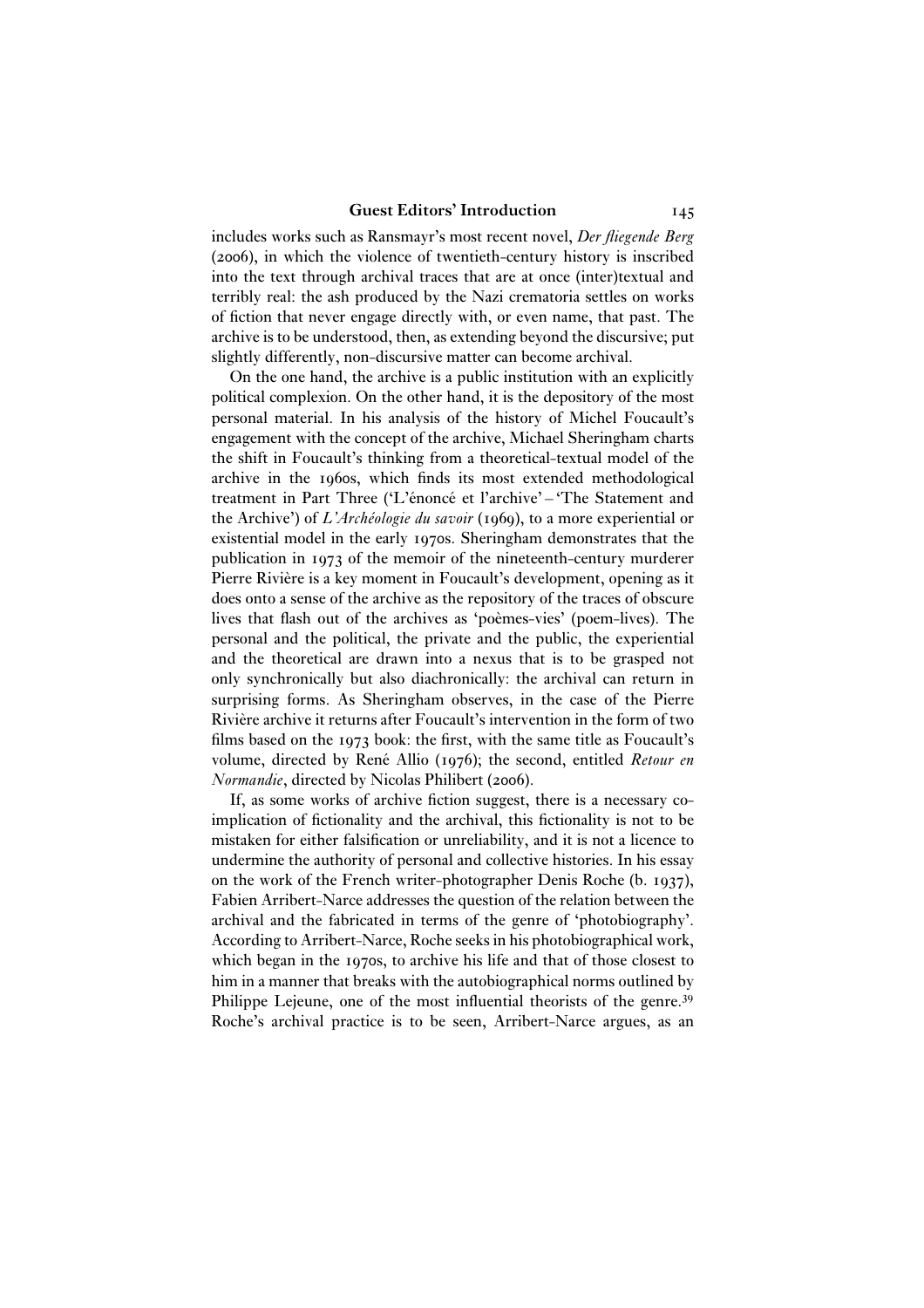includes works such as Ransmayr's most recent novel, *Der fliegende Berg* (2006), in which the violence of twentieth-century history is inscribed into the text through archival traces that are at once (inter)textual and terribly real: the ash produced by the Nazi crematoria settles on works of fiction that never engage directly with, or even name, that past. The archive is to be understood, then, as extending beyond the discursive; put slightly differently, non-discursive matter can become archival.

On the one hand, the archive is a public institution with an explicitly political complexion. On the other hand, it is the depository of the most personal material. In his analysis of the history of Michel Foucault's engagement with the concept of the archive, Michael Sheringham charts the shift in Foucault's thinking from a theoretical-textual model of the archive in the 1960s, which finds its most extended methodological treatment in Part Three ('L'énoncé et l'archive' – 'The Statement and the Archive') of *L'Archéologie du savoir* (1969), to a more experiential or existential model in the early 1970s. Sheringham demonstrates that the publication in 1973 of the memoir of the nineteenth-century murderer Pierre Rivière is a key moment in Foucault's development, opening as it does onto a sense of the archive as the repository of the traces of obscure lives that flash out of the archives as 'poèmes-vies' (poem-lives). The personal and the political, the private and the public, the experiential and the theoretical are drawn into a nexus that is to be grasped not only synchronically but also diachronically: the archival can return in surprising forms. As Sheringham observes, in the case of the Pierre Rivière archive it returns after Foucault's intervention in the form of two films based on the 1973 book: the first, with the same title as Foucault's volume, directed by René Allio (1976); the second, entitled *Retour en Normandie*, directed by Nicolas Philibert (2006).

If, as some works of archive fiction suggest, there is a necessary co-implication of fictionality and the archival, this fictionality is not to be mistaken for either falsification or unreliability, and it is not a licence to undermine the authority of personal and collective histories. In his essay on the work of the French writer-photographer Denis Roche (b. 1937), Fabien Arribert-Narce addresses the question of the relation between the archival and the fabricated in terms of the genre of 'photobiography'. According to Arribert-Narce, Roche seeks in his photobiographical work, which began in the 1970s, to archive his life and that of those closest to him in a manner that breaks with the autobiographical norms outlined by Philippe Lejeune, one of the most influential theorists of the genre.[39] Roche's archival practice is to be seen, Arribert-Narce argues, as an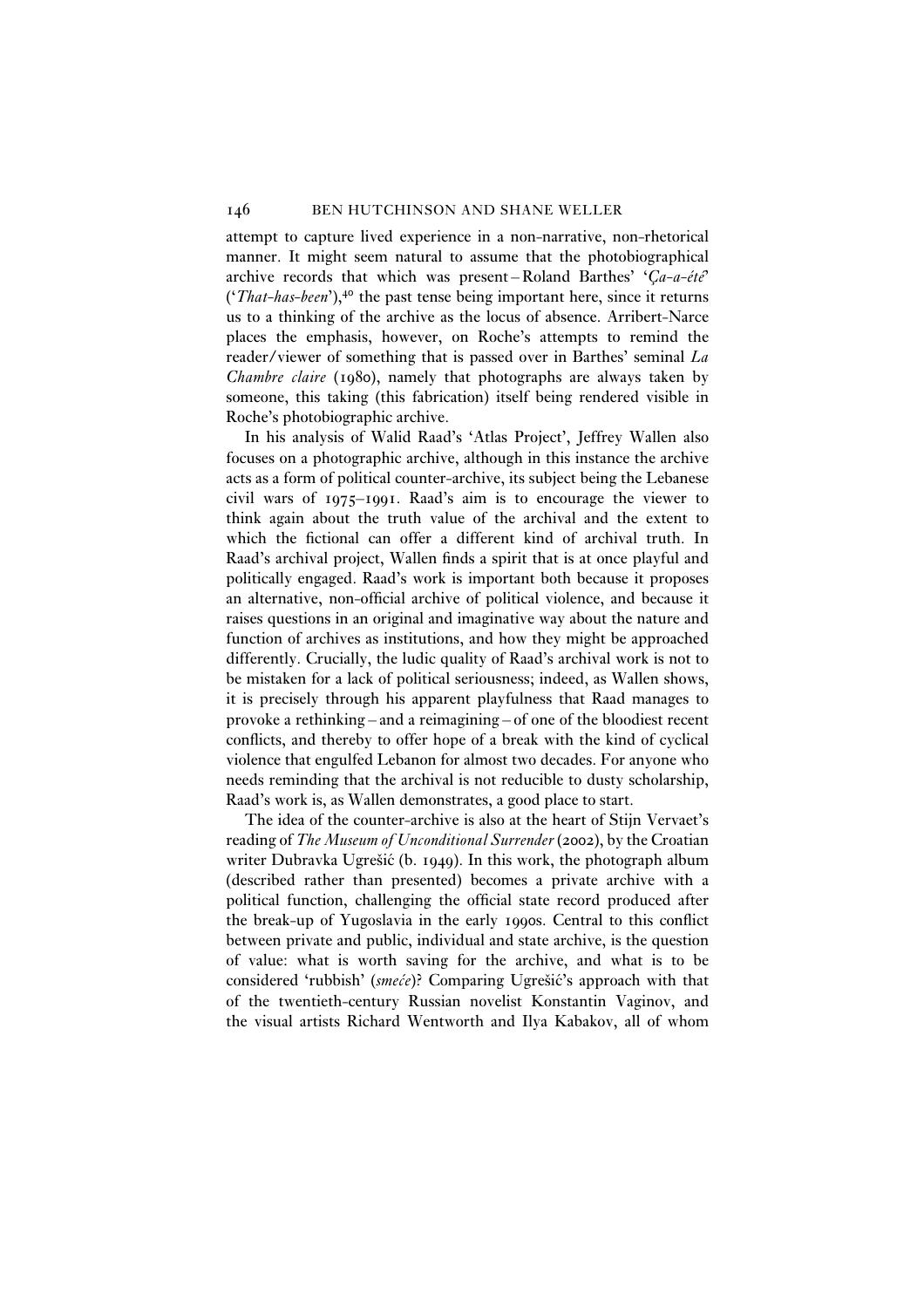attempt to capture lived experience in a non-narrative, non-rhetorical manner. It might seem natural to assume that the photobiographical archive records that which was present – Roland Barthes' '*Ça-a-été*' ('*That-has-been*'),[40] the past tense being important here, since it returns us to a thinking of the archive as the locus of absence. Arribert-Narce places the emphasis, however, on Roche's attempts to remind the reader/viewer of something that is passed over in Barthes' seminal *La Chambre claire* (1980), namely that photographs are always taken by someone, this taking (this fabrication) itself being rendered visible in Roche's photobiographic archive.

In his analysis of Walid Raad's 'Atlas Project', Jeffrey Wallen also focuses on a photographic archive, although in this instance the archive acts as a form of political counter-archive, its subject being the Lebanese civil wars of 1975–1991. Raad's aim is to encourage the viewer to think again about the truth value of the archival and the extent to which the fictional can offer a different kind of archival truth. In Raad's archival project, Wallen finds a spirit that is at once playful and politically engaged. Raad's work is important both because it proposes an alternative, non-official archive of political violence, and because it raises questions in an original and imaginative way about the nature and function of archives as institutions, and how they might be approached differently. Crucially, the ludic quality of Raad's archival work is not to be mistaken for a lack of political seriousness; indeed, as Wallen shows, it is precisely through his apparent playfulness that Raad manages to provoke a rethinking – and a reimagining – of one of the bloodiest recent conflicts, and thereby to offer hope of a break with the kind of cyclical violence that engulfed Lebanon for almost two decades. For anyone who needs reminding that the archival is not reducible to dusty scholarship, Raad's work is, as Wallen demonstrates, a good place to start.

The idea of the counter-archive is also at the heart of Stijn Vervaet's reading of *The Museum of Unconditional Surrender* (2002), by the Croatian writer Dubravka Ugrešić (b. 1949). In this work, the photograph album (described rather than presented) becomes a private archive with a political function, challenging the official state record produced after the break-up of Yugoslavia in the early 1990s. Central to this conflict between private and public, individual and state archive, is the question of value: what is worth saving for the archive, and what is to be considered 'rubbish' (*smeće*)? Comparing Ugrešić's approach with that of the twentieth-century Russian novelist Konstantin Vaginov, and the visual artists Richard Wentworth and Ilya Kabakov, all of whom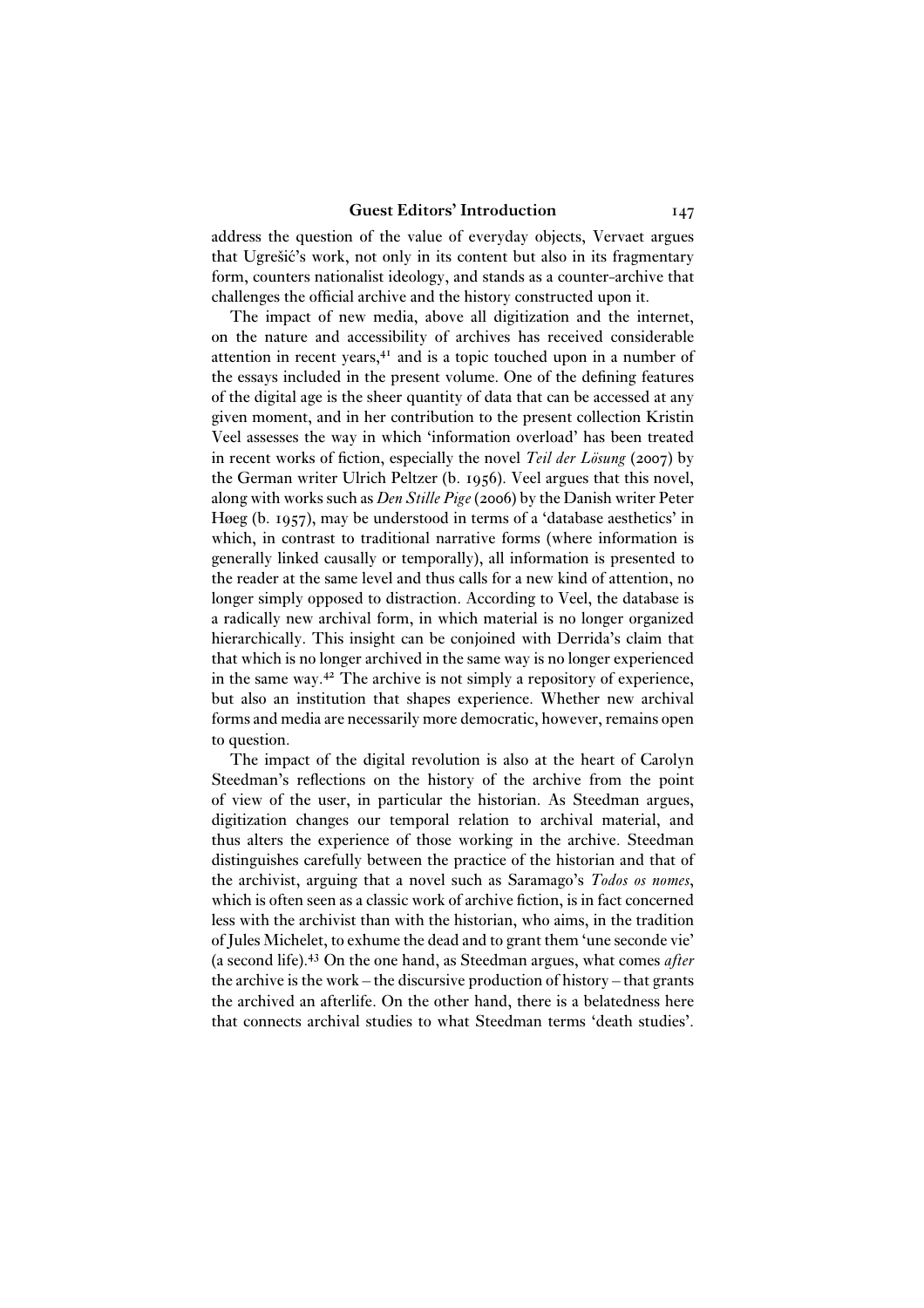address the question of the value of everyday objects, Vervaet argues that Ugrešić's work, not only in its content but also in its fragmentary form, counters nationalist ideology, and stands as a counter-archive that challenges the official archive and the history constructed upon it.

The impact of new media, above all digitization and the internet, on the nature and accessibility of archives has received considerable attention in recent years,[41] and is a topic touched upon in a number of the essays included in the present volume. One of the defining features of the digital age is the sheer quantity of data that can be accessed at any given moment, and in her contribution to the present collection Kristin Veel assesses the way in which 'information overload' has been treated in recent works of fiction, especially the novel *Teil der Lösung* (2007) by the German writer Ulrich Peltzer (b. 1956). Veel argues that this novel, along with works such as *Den Stille Pige* (2006) by the Danish writer Peter Høeg (b. 1957), may be understood in terms of a 'database aesthetics' in which, in contrast to traditional narrative forms (where information is generally linked causally or temporally), all information is presented to the reader at the same level and thus calls for a new kind of attention, no longer simply opposed to distraction. According to Veel, the database is a radically new archival form, in which material is no longer organized hierarchically. This insight can be conjoined with Derrida's claim that that which is no longer archived in the same way is no longer experienced in the same way.[42] The archive is not simply a repository of experience, but also an institution that shapes experience. Whether new archival forms and media are necessarily more democratic, however, remains open to question.

The impact of the digital revolution is also at the heart of Carolyn Steedman's reflections on the history of the archive from the point of view of the user, in particular the historian. As Steedman argues, digitization changes our temporal relation to archival material, and thus alters the experience of those working in the archive. Steedman distinguishes carefully between the practice of the historian and that of the archivist, arguing that a novel such as Saramago's *Todos os nomes*, which is often seen as a classic work of archive fiction, is in fact concerned less with the archivist than with the historian, who aims, in the tradition of Jules Michelet, to exhume the dead and to grant them 'une seconde vie' (a second life).[43] On the one hand, as Steedman argues, what comes *after* the archive is the work – the discursive production of history – that grants the archived an afterlife. On the other hand, there is a belatedness here that connects archival studies to what Steedman terms 'death studies'.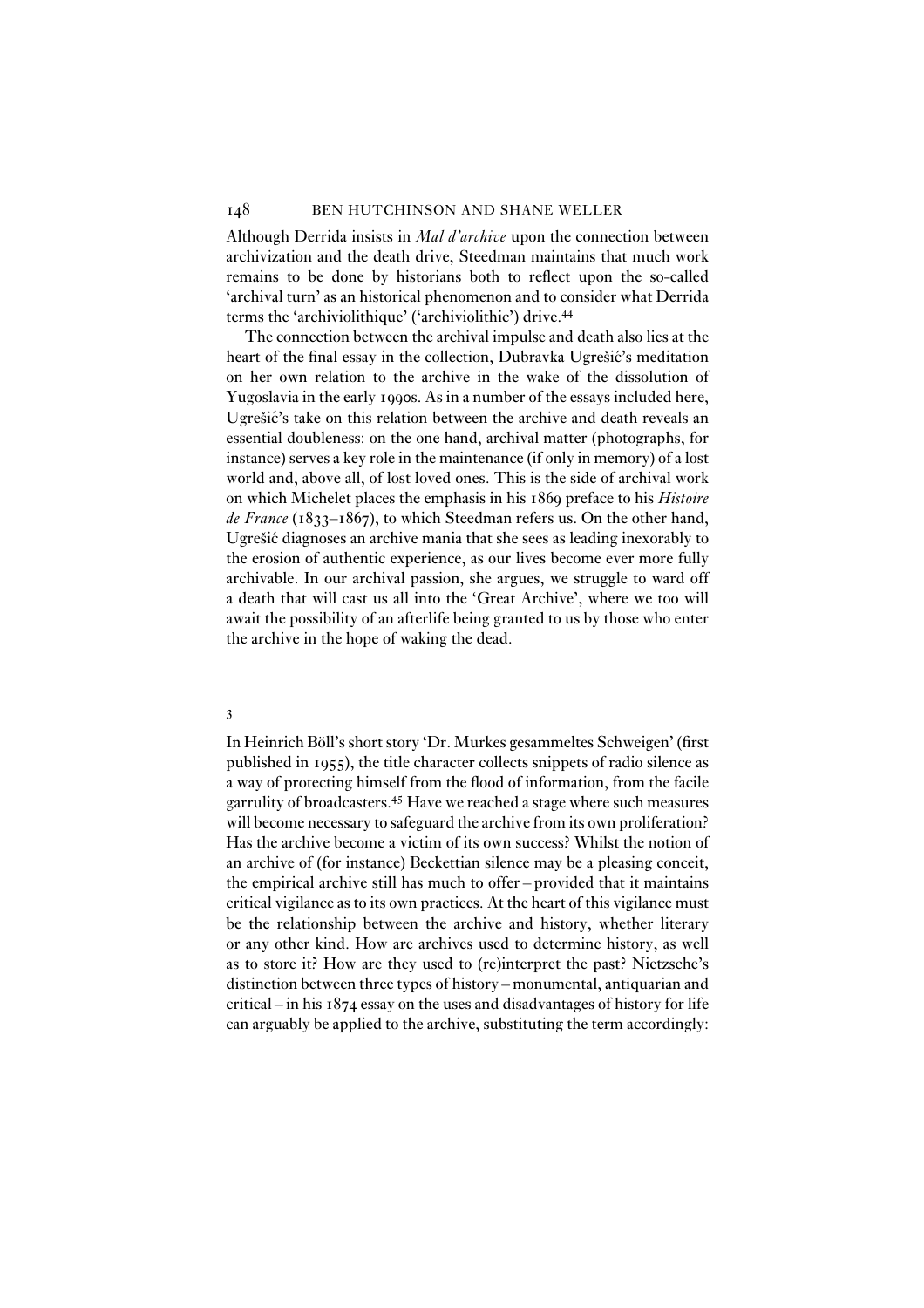Although Derrida insists in *Mal d'archive* upon the connection between archivization and the death drive, Steedman maintains that much work remains to be done by historians both to reflect upon the so-called 'archival turn' as an historical phenomenon and to consider what Derrida terms the 'archiviolithique' ('archiviolithic') drive.[44]

The connection between the archival impulse and death also lies at the heart of the final essay in the collection, Dubravka Ugrešić's meditation on her own relation to the archive in the wake of the dissolution of Yugoslavia in the early 1990s. As in a number of the essays included here, Ugrešić's take on this relation between the archive and death reveals an essential doubleness: on the one hand, archival matter (photographs, for instance) serves a key role in the maintenance (if only in memory) of a lost world and, above all, of lost loved ones. This is the side of archival work on which Michelet places the emphasis in his 1869 preface to his *Histoire de France* (1833–1867), to which Steedman refers us. On the other hand, Ugrešić diagnoses an archive mania that she sees as leading inexorably to the erosion of authentic experience, as our lives become ever more fully archivable. In our archival passion, she argues, we struggle to ward off a death that will cast us all into the 'Great Archive', where we too will await the possibility of an afterlife being granted to us by those who enter the archive in the hope of waking the dead.

## 3

In Heinrich Böll's short story 'Dr. Murkes gesammeltes Schweigen' (first published in 1955), the title character collects snippets of radio silence as a way of protecting himself from the flood of information, from the facile garrulity of broadcasters.[45] Have we reached a stage where such measures will become necessary to safeguard the archive from its own proliferation? Has the archive become a victim of its own success? Whilst the notion of an archive of (for instance) Beckettian silence may be a pleasing conceit, the empirical archive still has much to offer – provided that it maintains critical vigilance as to its own practices. At the heart of this vigilance must be the relationship between the archive and history, whether literary or any other kind. How are archives used to determine history, as well as to store it? How are they used to (re)interpret the past? Nietzsche's distinction between three types of history – monumental, antiquarian and critical – in his 1874 essay on the uses and disadvantages of history for life can arguably be applied to the archive, substituting the term accordingly: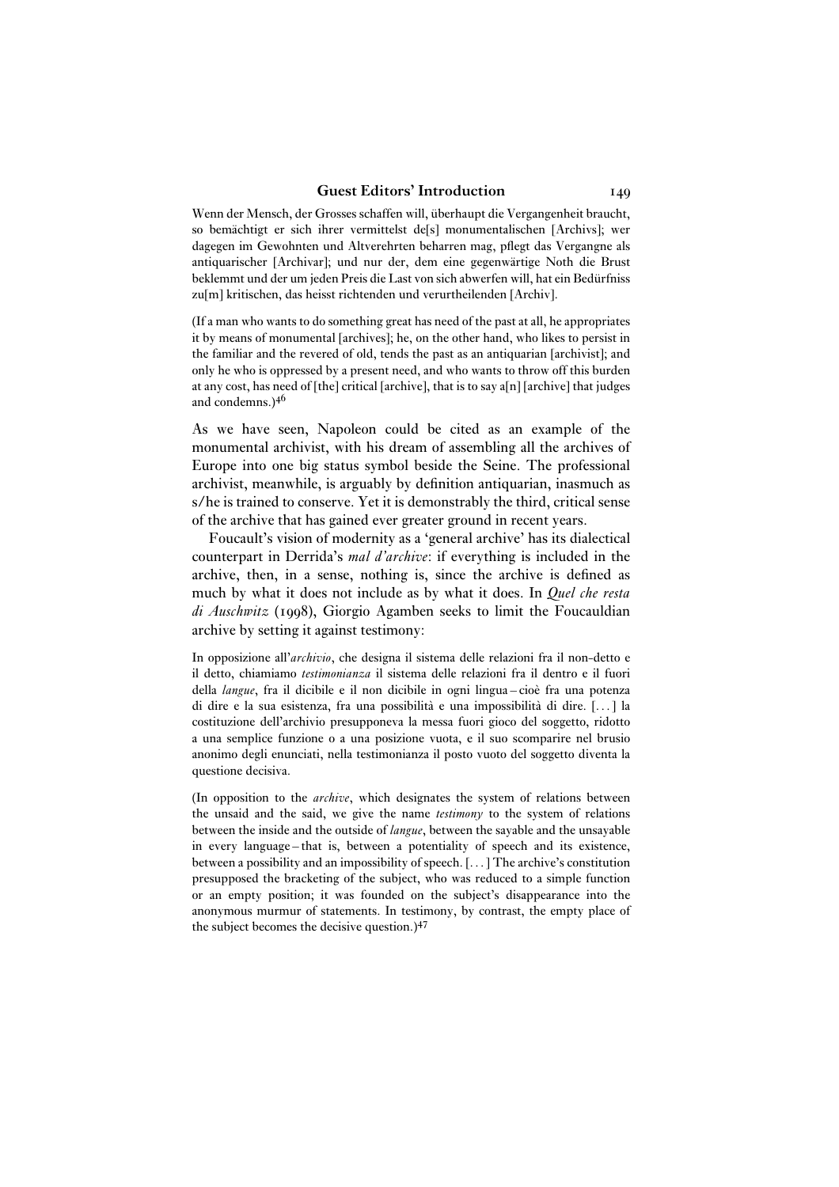Wenn der Mensch, der Grosses schaffen will, überhaupt die Vergangenheit braucht, so bemächtigt er sich ihrer vermittelst de[s] monumentalischen [Archivs]; wer dagegen im Gewohnten und Altverehrten beharren mag, pflegt das Vergangne als antiquarischer [Archivar]; und nur der, dem eine gegenwärtige Noth die Brust beklemmt und der um jeden Preis die Last von sich abwerfen will, hat ein Bedürfniss zu[m] kritischen, das heisst richtenden und verurtheilenden [Archiv].

(If a man who wants to do something great has need of the past at all, he appropriates it by means of monumental [archives]; he, on the other hand, who likes to persist in the familiar and the revered of old, tends the past as an antiquarian [archivist]; and only he who is oppressed by a present need, and who wants to throw off this burden at any cost, has need of [the] critical [archive], that is to say a[n] [archive] that judges and condemns.)[46]

As we have seen, Napoleon could be cited as an example of the monumental archivist, with his dream of assembling all the archives of Europe into one big status symbol beside the Seine. The professional archivist, meanwhile, is arguably by definition antiquarian, inasmuch as s/he is trained to conserve. Yet it is demonstrably the third, critical sense of the archive that has gained ever greater ground in recent years.

Foucault's vision of modernity as a 'general archive' has its dialectical counterpart in Derrida's *mal d'archive*: if everything is included in the archive, then, in a sense, nothing is, since the archive is defined as much by what it does not include as by what it does. In *Quel che resta di Auschwitz* (1998), Giorgio Agamben seeks to limit the Foucauldian archive by setting it against testimony:

In opposizione all'*archivio*, che designa il sistema delle relazioni fra il non-detto e il detto, chiamiamo *testimonianza* il sistema delle relazioni fra il dentro e il fuori della *langue*, fra il dicibile e il non dicibile in ogni lingua – cioè fra una potenza di dire e la sua esistenza, fra una possibilità e una impossibilità di dire. [. . . ] la costituzione dell'archivio presupponeva la messa fuori gioco del soggetto, ridotto a una semplice funzione o a una posizione vuota, e il suo scomparire nel brusio anonimo degli enunciati, nella testimonianza il posto vuoto del soggetto diventa la questione decisiva.

(In opposition to the *archive*, which designates the system of relations between the unsaid and the said, we give the name *testimony* to the system of relations between the inside and the outside of *langue*, between the sayable and the unsayable in every language – that is, between a potentiality of speech and its existence, between a possibility and an impossibility of speech. [. . . ] The archive's constitution presupposed the bracketing of the subject, who was reduced to a simple function or an empty position; it was founded on the subject's disappearance into the anonymous murmur of statements. In testimony, by contrast, the empty place of the subject becomes the decisive question.)[47]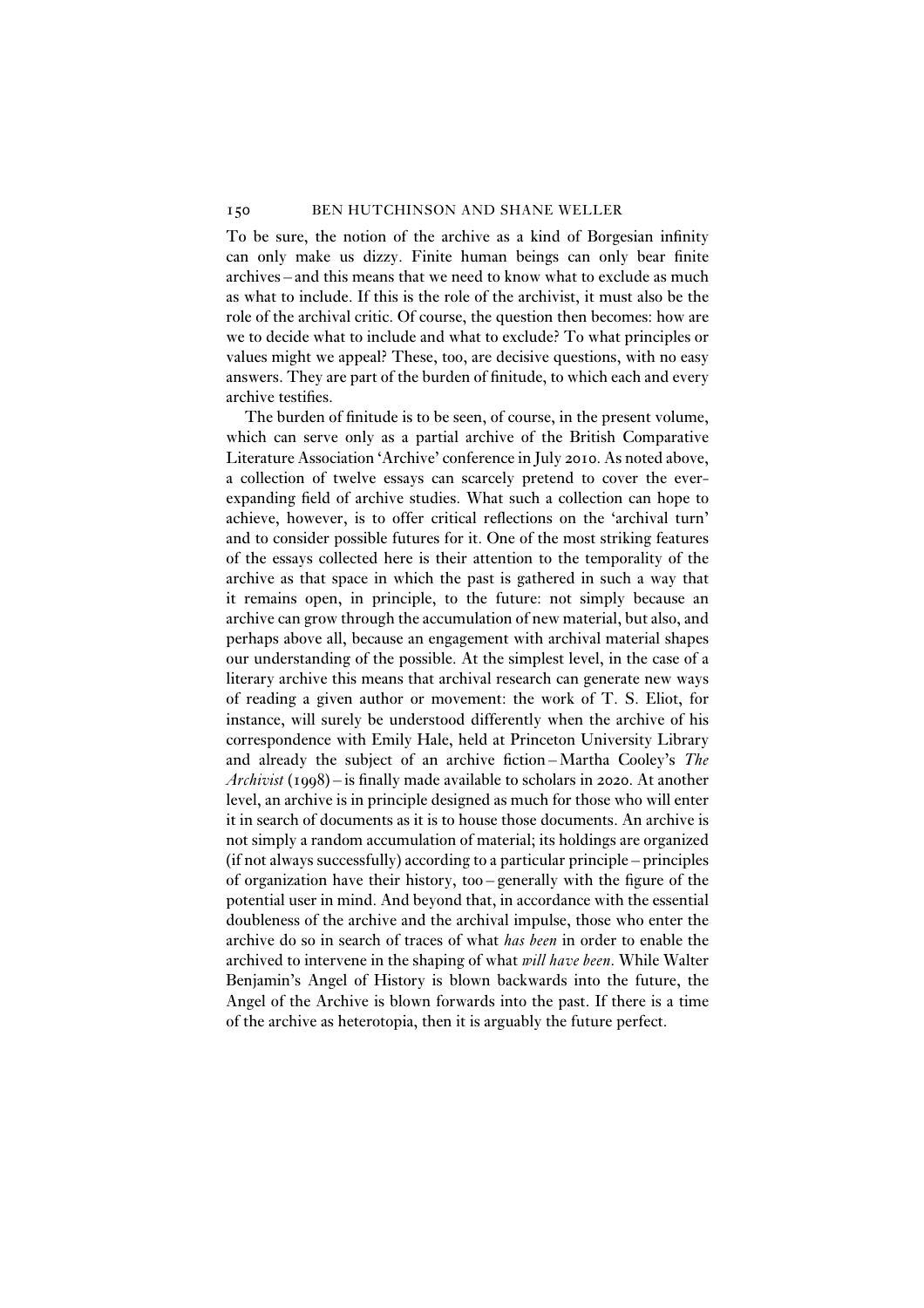To be sure, the notion of the archive as a kind of Borgesian infinity can only make us dizzy. Finite human beings can only bear finite archives – and this means that we need to know what to exclude as much as what to include. If this is the role of the archivist, it must also be the role of the archival critic. Of course, the question then becomes: how are we to decide what to include and what to exclude? To what principles or values might we appeal? These, too, are decisive questions, with no easy answers. They are part of the burden of finitude, to which each and every archive testifies.

The burden of finitude is to be seen, of course, in the present volume, which can serve only as a partial archive of the British Comparative Literature Association 'Archive' conference in July 2010. As noted above, a collection of twelve essays can scarcely pretend to cover the ever-expanding field of archive studies. What such a collection can hope to achieve, however, is to offer critical reflections on the 'archival turn' and to consider possible futures for it. One of the most striking features of the essays collected here is their attention to the temporality of the archive as that space in which the past is gathered in such a way that it remains open, in principle, to the future: not simply because an archive can grow through the accumulation of new material, but also, and perhaps above all, because an engagement with archival material shapes our understanding of the possible. At the simplest level, in the case of a literary archive this means that archival research can generate new ways of reading a given author or movement: the work of T. S. Eliot, for instance, will surely be understood differently when the archive of his correspondence with Emily Hale, held at Princeton University Library and already the subject of an archive fiction – Martha Cooley's *The Archivist* (1998) – is finally made available to scholars in 2020. At another level, an archive is in principle designed as much for those who will enter it in search of documents as it is to house those documents. An archive is not simply a random accumulation of material; its holdings are organized (if not always successfully) according to a particular principle – principles of organization have their history, too – generally with the figure of the potential user in mind. And beyond that, in accordance with the essential doubleness of the archive and the archival impulse, those who enter the archive do so in search of traces of what *has been* in order to enable the archived to intervene in the shaping of what *will have been*. While Walter Benjamin's Angel of History is blown backwards into the future, the Angel of the Archive is blown forwards into the past. If there is a time of the archive as heterotopia, then it is arguably the future perfect.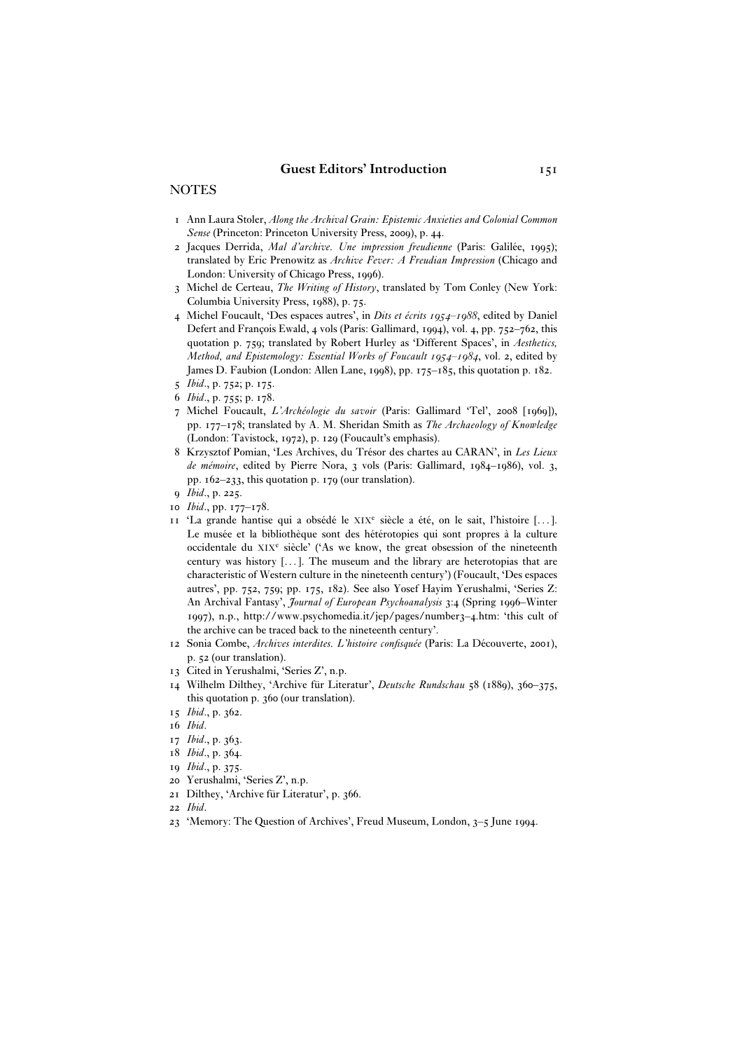## NOTES

1 Ann Laura Stoler, *Along the Archival Grain: Epistemic Anxieties and Colonial Common Sense* (Princeton: Princeton University Press, 2009), p. 44.

2 Jacques Derrida, *Mal d'archive. Une impression freudienne* (Paris: Galilée, 1995); translated by Eric Prenowitz as *Archive Fever: A Freudian Impression* (Chicago and London: University of Chicago Press, 1996).

3 Michel de Certeau, *The Writing of History*, translated by Tom Conley (New York: Columbia University Press, 1988), p. 75.

4 Michel Foucault, 'Des espaces autres', in *Dits et écrits 1954–1988*, edited by Daniel Defert and François Ewald, 4 vols (Paris: Gallimard, 1994), vol. 4, pp. 752–762, this quotation p. 759; translated by Robert Hurley as 'Different Spaces', in *Aesthetics, Method, and Epistemology: Essential Works of Foucault 1954–1984*, vol. 2, edited by James D. Faubion (London: Allen Lane, 1998), pp. 175–185, this quotation p. 182.

5 *Ibid*., p. 752; p. 175.

6 *Ibid*., p. 755; p. 178.

7 Michel Foucault, *L'Archéologie du savoir* (Paris: Gallimard 'Tel', 2008 [1969]), pp. 177–178; translated by A. M. Sheridan Smith as *The Archaeology of Knowledge* (London: Tavistock, 1972), p. 129 (Foucault's emphasis).

8 Krzysztof Pomian, 'Les Archives, du Trésor des chartes au CARAN', in *Les Lieux de mémoire*, edited by Pierre Nora, 3 vols (Paris: Gallimard, 1984–1986), vol. 3, pp. 162–233, this quotation p. 179 (our translation).

9 *Ibid*., p. 225.

10 *Ibid*., pp. 177–178.

11 'La grande hantise qui a obsédé le XIX[e] siècle a été, on le sait, l'histoire [...]. Le musée et la bibliothèque sont des hétérotopies qui sont propres à la culture occidentale du XIX[e] siècle' ('As we know, the great obsession of the nineteenth century was history [...]. The museum and the library are heterotopias that are characteristic of Western culture in the nineteenth century') (Foucault, 'Des espaces autres', pp. 752, 759; pp. 175, 182). See also Yosef Hayim Yerushalmi, 'Series Z: An Archival Fantasy', *Journal of European Psychoanalysis* 3:4 (Spring 1996–Winter 1997), n.p., http://www.psychomedia.it/jep/pages/number3–4.htm: 'this cult of the archive can be traced back to the nineteenth century'.

12 Sonia Combe, *Archives interdites. L'histoire confisquée* (Paris: La Découverte, 2001), p. 52 (our translation).

13 Cited in Yerushalmi, 'Series Z', n.p.

14 Wilhelm Dilthey, 'Archive für Literatur', *Deutsche Rundschau* 58 (1889), 360–375, this quotation p. 360 (our translation).

15 *Ibid*., p. 362.

16 *Ibid*.

17 *Ibid*., p. 363.

18 *Ibid*., p. 364.

19 *Ibid*., p. 375.

20 Yerushalmi, 'Series Z', n.p.

21 Dilthey, 'Archive für Literatur', p. 366.

22 *Ibid*.

23 'Memory: The Question of Archives', Freud Museum, London, 3–5 June 1994.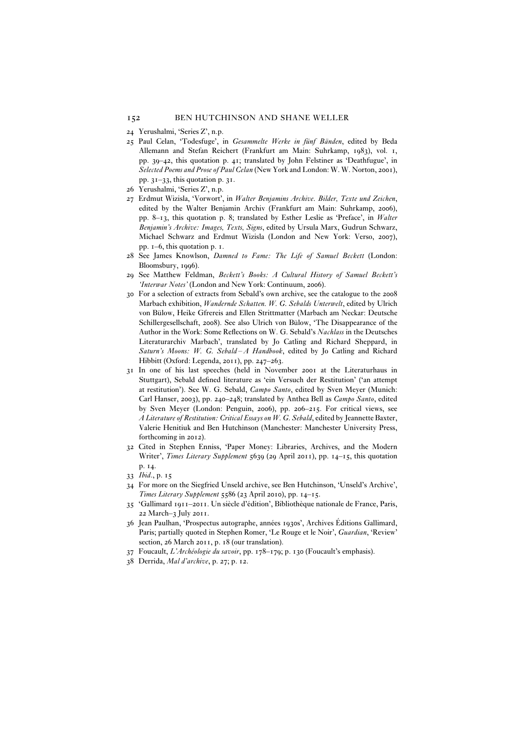24 Yerushalmi, 'Series Z', n.p.

25 Paul Celan, 'Todesfuge', in *Gesammelte Werke in fünf Bänden*, edited by Beda Allemann and Stefan Reichert (Frankfurt am Main: Suhrkamp, 1983), vol. 1, pp. 39–42, this quotation p. 41; translated by John Felstiner as 'Deathfugue', in *Selected Poems and Prose of Paul Celan* (New York and London: W. W. Norton, 2001), pp. 31–33, this quotation p. 31.

26 Yerushalmi, 'Series Z', n.p.

27 Erdmut Wizisla, 'Vorwort', in *Walter Benjamins Archive. Bilder, Texte und Zeichen*, edited by the Walter Benjamin Archiv (Frankfurt am Main: Suhrkamp, 2006), pp. 8–13, this quotation p. 8; translated by Esther Leslie as 'Preface', in *Walter Benjamin's Archive: Images, Texts, Signs*, edited by Ursula Marx, Gudrun Schwarz, Michael Schwarz and Erdmut Wizisla (London and New York: Verso, 2007), pp. 1–6, this quotation p. 1.

28 See James Knowlson, *Damned to Fame: The Life of Samuel Beckett* (London: Bloomsbury, 1996).

29 See Matthew Feldman, *Beckett's Books: A Cultural History of Samuel Beckett's 'Interwar Notes'* (London and New York: Continuum, 2006).

30 For a selection of extracts from Sebald's own archive, see the catalogue to the 2008 Marbach exhibition, *Wandernde Schatten. W. G. Sebalds Unterwelt*, edited by Ulrich von Bülow, Heike Gfrereis and Ellen Strittmatter (Marbach am Neckar: Deutsche Schillergesellschaft, 2008). See also Ulrich von Bülow, 'The Disappearance of the Author in the Work: Some Reflections on W. G. Sebald's *Nachlass* in the Deutsches Literaturarchiv Marbach', translated by Jo Catling and Richard Sheppard, in *Saturn's Moons: W. G. Sebald – A Handbook*, edited by Jo Catling and Richard Hibbitt (Oxford: Legenda, 2011), pp. 247–263.

31 In one of his last speeches (held in November 2001 at the Literaturhaus in Stuttgart), Sebald defined literature as 'ein Versuch der Restitution' ('an attempt at restitution'). See W. G. Sebald, *Campo Santo*, edited by Sven Meyer (Munich: Carl Hanser, 2003), pp. 240–248; translated by Anthea Bell as *Campo Santo*, edited by Sven Meyer (London: Penguin, 2006), pp. 206–215. For critical views, see *A Literature of Restitution: Critical Essays on W. G. Sebald*, edited by Jeannette Baxter, Valerie Henitiuk and Ben Hutchinson (Manchester: Manchester University Press, forthcoming in 2012).

32 Cited in Stephen Enniss, 'Paper Money: Libraries, Archives, and the Modern Writer', *Times Literary Supplement* 5639 (29 April 2011), pp. 14–15, this quotation p. 14.

33 *Ibid.*, p. 15

34 For more on the Siegfried Unseld archive, see Ben Hutchinson, 'Unseld's Archive', *Times Literary Supplement* 5586 (23 April 2010), pp. 14–15.

35 'Gallimard 1911–2011. Un siècle d'édition', Bibliothèque nationale de France, Paris, 22 March–3 July 2011.

36 Jean Paulhan, 'Prospectus autographe, années 1930s', Archives Éditions Gallimard, Paris; partially quoted in Stephen Romer, 'Le Rouge et le Noir', *Guardian*, 'Review' section, 26 March 2011, p. 18 (our translation).

37 Foucault, *L'Archéologie du savoir*, pp. 178–179; p. 130 (Foucault's emphasis).

38 Derrida, *Mal d'archive*, p. 27; p. 12.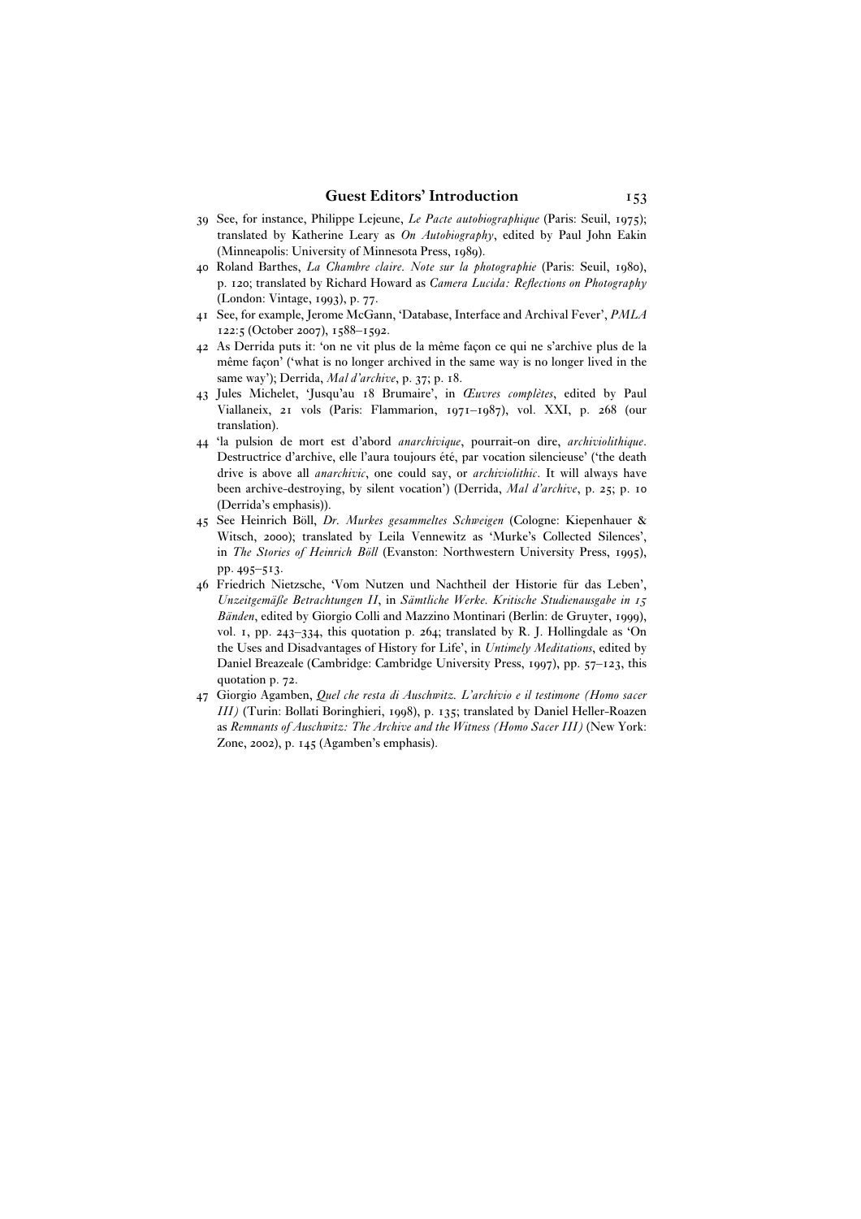39 See, for instance, Philippe Lejeune, *Le Pacte autobiographique* (Paris: Seuil, 1975); translated by Katherine Leary as *On Autobiography*, edited by Paul John Eakin (Minneapolis: University of Minnesota Press, 1989).

40 Roland Barthes, *La Chambre claire. Note sur la photographie* (Paris: Seuil, 1980), p. 120; translated by Richard Howard as *Camera Lucida: Reflections on Photography* (London: Vintage, 1993), p. 77.

41 See, for example, Jerome McGann, 'Database, Interface and Archival Fever', *PMLA* 122:5 (October 2007), 1588–1592.

42 As Derrida puts it: 'on ne vit plus de la même façon ce qui ne s'archive plus de la même façon' ('what is no longer archived in the same way is no longer lived in the same way'); Derrida, *Mal d'archive*, p. 37; p. 18.

43 Jules Michelet, 'Jusqu'au 18 Brumaire', in *Œuvres complètes*, edited by Paul Viallaneix, 21 vols (Paris: Flammarion, 1971–1987), vol. XXI, p. 268 (our translation).

44 'la pulsion de mort est d'abord *anarchivique*, pourrait-on dire, *archiviolithique*. Destructrice d'archive, elle l'aura toujours été, par vocation silencieuse' ('the death drive is above all *anarchivic*, one could say, or *archiviolithic*. It will always have been archive-destroying, by silent vocation') (Derrida, *Mal d'archive*, p. 25; p. 10 (Derrida's emphasis)).

45 See Heinrich Böll, *Dr. Murkes gesammeltes Schweigen* (Cologne: Kiepenhauer & Witsch, 2000); translated by Leila Vennewitz as 'Murke's Collected Silences', in *The Stories of Heinrich Böll* (Evanston: Northwestern University Press, 1995), pp. 495–513.

46 Friedrich Nietzsche, 'Vom Nutzen und Nachtheil der Historie für das Leben', *Unzeitgemäße Betrachtungen II*, in *Sämtliche Werke. Kritische Studienausgabe in 15 Bänden*, edited by Giorgio Colli and Mazzino Montinari (Berlin: de Gruyter, 1999), vol. 1, pp. 243–334, this quotation p. 264; translated by R. J. Hollingdale as 'On the Uses and Disadvantages of History for Life', in *Untimely Meditations*, edited by Daniel Breazeale (Cambridge: Cambridge University Press, 1997), pp. 57–123, this quotation p. 72.

47 Giorgio Agamben, *Quel che resta di Auschwitz. L'archivio e il testimone (Homo sacer III)* (Turin: Bollati Boringhieri, 1998), p. 135; translated by Daniel Heller-Roazen as *Remnants of Auschwitz: The Archive and the Witness (Homo Sacer III)* (New York: Zone, 2002), p. 145 (Agamben's emphasis).